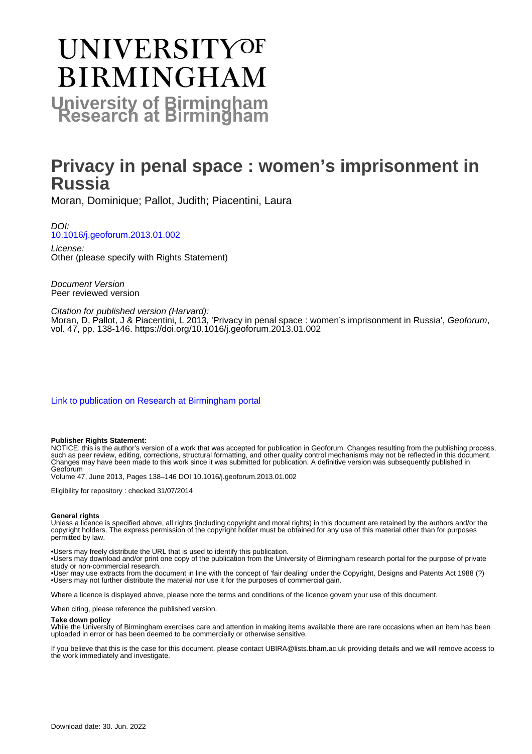# UNIVERSITY OF BIRMINGHAM

**University of Birmingham Research at Birmingham**

# Privacy in penal space : women's imprisonment in Russia

Moran, Dominique; Pallot, Judith; Piacentini, Laura

*DOI:*
10.1016/j.geoforum.2013.01.002

*License:*
Other (please specify with Rights Statement)

*Document Version*
Peer reviewed version

*Citation for published version (Harvard):*
Moran, D, Pallot, J & Piacentini, L 2013, 'Privacy in penal space : women's imprisonment in Russia', *Geoforum*, vol. 47, pp. 138-146. https://doi.org/10.1016/j.geoforum.2013.01.002

Link to publication on Research at Birmingham portal

**Publisher Rights Statement:**
NOTICE: this is the author's version of a work that was accepted for publication in Geoforum. Changes resulting from the publishing process, such as peer review, editing, corrections, structural formatting, and other quality control mechanisms may not be reflected in this document. Changes may have been made to this work since it was submitted for publication. A definitive version was subsequently published in Geoforum
Volume 47, June 2013, Pages 138–146 DOI 10.1016/j.geoforum.2013.01.002

Eligibility for repository : checked 31/07/2014

**General rights**
Unless a licence is specified above, all rights (including copyright and moral rights) in this document are retained by the authors and/or the copyright holders. The express permission of the copyright holder must be obtained for any use of this material other than for purposes permitted by law.

•Users may freely distribute the URL that is used to identify this publication.
•Users may download and/or print one copy of the publication from the University of Birmingham research portal for the purpose of private study or non-commercial research.
•User may use extracts from the document in line with the concept of 'fair dealing' under the Copyright, Designs and Patents Act 1988 (?)
•Users may not further distribute the material nor use it for the purposes of commercial gain.

Where a licence is displayed above, please note the terms and conditions of the licence govern your use of this document.

When citing, please reference the published version.

**Take down policy**
While the University of Birmingham exercises care and attention in making items available there are rare occasions when an item has been uploaded in error or has been deemed to be commercially or otherwise sensitive.

If you believe that this is the case for this document, please contact UBIRA@lists.bham.ac.uk providing details and we will remove access to the work immediately and investigate.

Download date: 30. Jun. 2022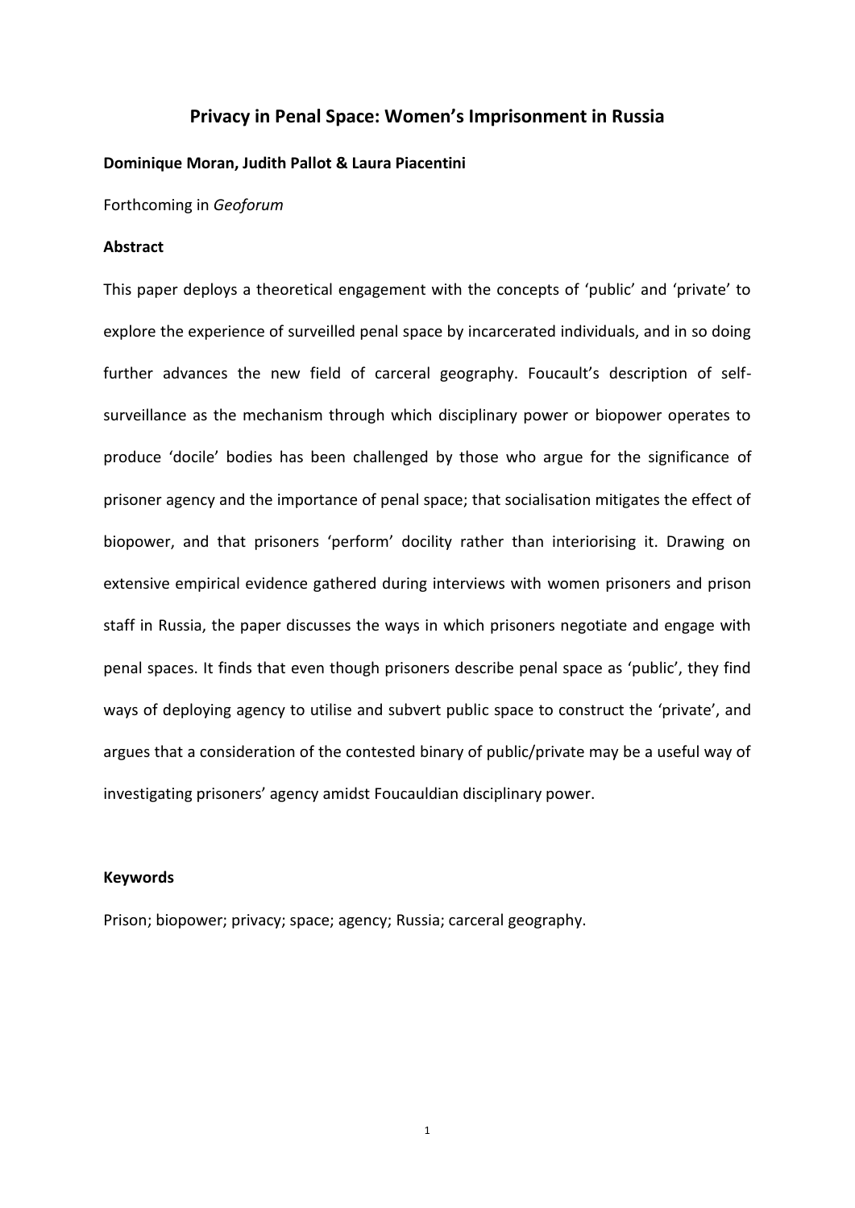# Privacy in Penal Space: Women's Imprisonment in Russia

**Dominique Moran, Judith Pallot & Laura Piacentini**

Forthcoming in *Geoforum*

**Abstract**

This paper deploys a theoretical engagement with the concepts of 'public' and 'private' to explore the experience of surveilled penal space by incarcerated individuals, and in so doing further advances the new field of carceral geography. Foucault's description of self-surveillance as the mechanism through which disciplinary power or biopower operates to produce 'docile' bodies has been challenged by those who argue for the significance of prisoner agency and the importance of penal space; that socialisation mitigates the effect of biopower, and that prisoners 'perform' docility rather than interiorising it. Drawing on extensive empirical evidence gathered during interviews with women prisoners and prison staff in Russia, the paper discusses the ways in which prisoners negotiate and engage with penal spaces. It finds that even though prisoners describe penal space as 'public', they find ways of deploying agency to utilise and subvert public space to construct the 'private', and argues that a consideration of the contested binary of public/private may be a useful way of investigating prisoners' agency amidst Foucauldian disciplinary power.

**Keywords**

Prison; biopower; privacy; space; agency; Russia; carceral geography.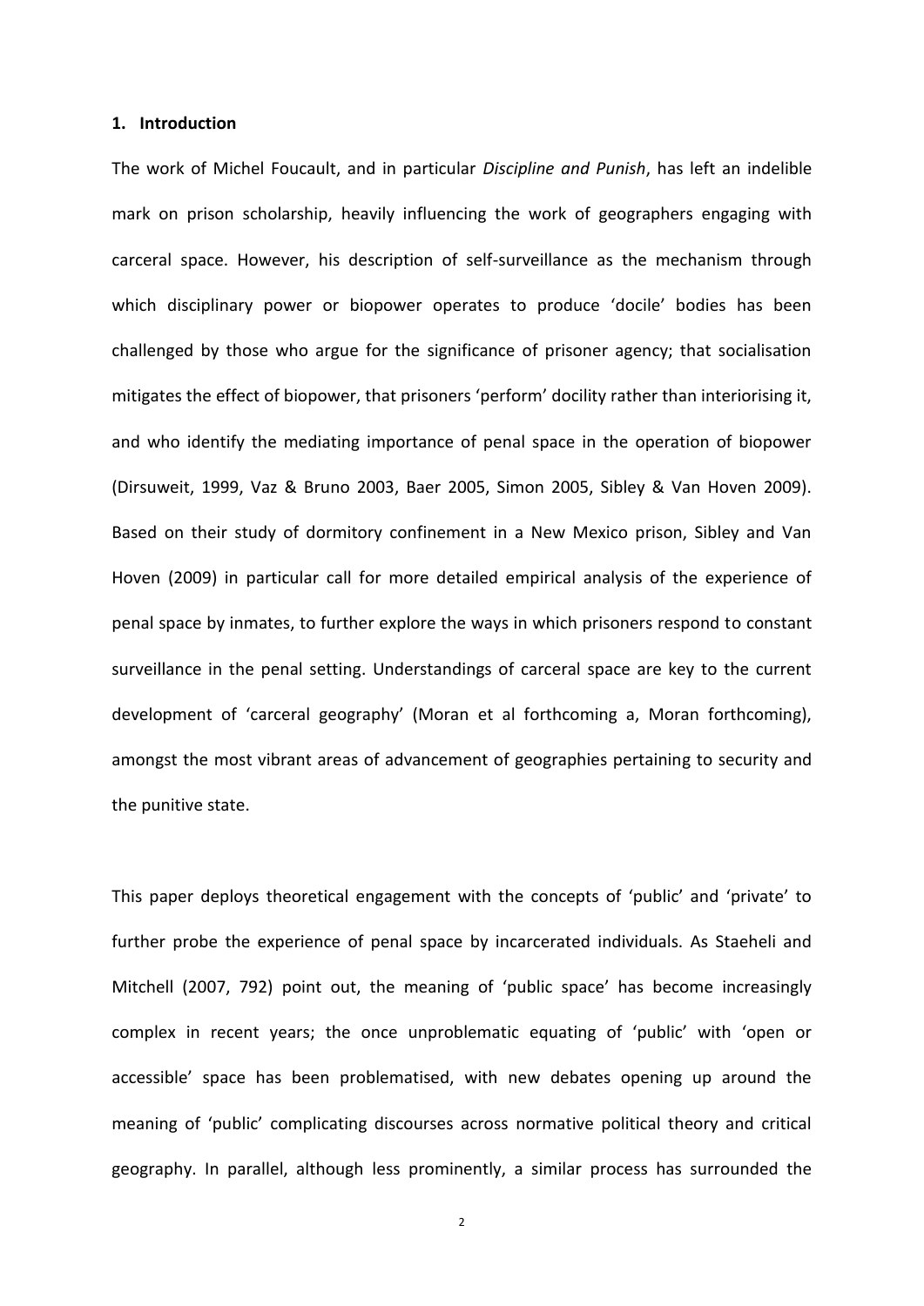## 1. Introduction

The work of Michel Foucault, and in particular *Discipline and Punish*, has left an indelible mark on prison scholarship, heavily influencing the work of geographers engaging with carceral space. However, his description of self-surveillance as the mechanism through which disciplinary power or biopower operates to produce 'docile' bodies has been challenged by those who argue for the significance of prisoner agency; that socialisation mitigates the effect of biopower, that prisoners 'perform' docility rather than interiorising it, and who identify the mediating importance of penal space in the operation of biopower (Dirsuweit, 1999, Vaz & Bruno 2003, Baer 2005, Simon 2005, Sibley & Van Hoven 2009). Based on their study of dormitory confinement in a New Mexico prison, Sibley and Van Hoven (2009) in particular call for more detailed empirical analysis of the experience of penal space by inmates, to further explore the ways in which prisoners respond to constant surveillance in the penal setting. Understandings of carceral space are key to the current development of 'carceral geography' (Moran et al forthcoming a, Moran forthcoming), amongst the most vibrant areas of advancement of geographies pertaining to security and the punitive state.

This paper deploys theoretical engagement with the concepts of 'public' and 'private' to further probe the experience of penal space by incarcerated individuals. As Staeheli and Mitchell (2007, 792) point out, the meaning of 'public space' has become increasingly complex in recent years; the once unproblematic equating of 'public' with 'open or accessible' space has been problematised, with new debates opening up around the meaning of 'public' complicating discourses across normative political theory and critical geography. In parallel, although less prominently, a similar process has surrounded the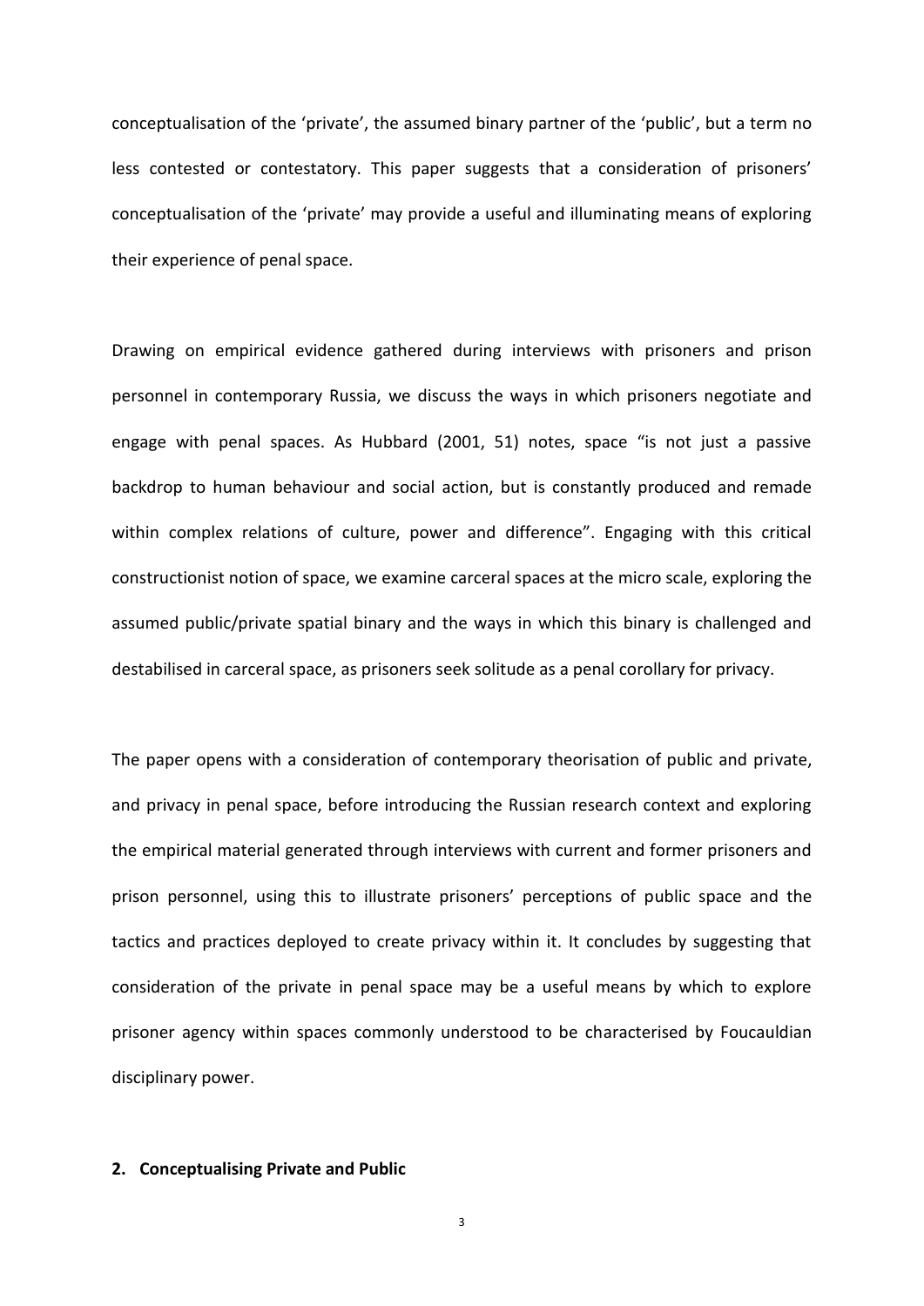conceptualisation of the 'private', the assumed binary partner of the 'public', but a term no less contested or contestatory. This paper suggests that a consideration of prisoners' conceptualisation of the 'private' may provide a useful and illuminating means of exploring their experience of penal space.

Drawing on empirical evidence gathered during interviews with prisoners and prison personnel in contemporary Russia, we discuss the ways in which prisoners negotiate and engage with penal spaces. As Hubbard (2001, 51) notes, space "is not just a passive backdrop to human behaviour and social action, but is constantly produced and remade within complex relations of culture, power and difference". Engaging with this critical constructionist notion of space, we examine carceral spaces at the micro scale, exploring the assumed public/private spatial binary and the ways in which this binary is challenged and destabilised in carceral space, as prisoners seek solitude as a penal corollary for privacy.

The paper opens with a consideration of contemporary theorisation of public and private, and privacy in penal space, before introducing the Russian research context and exploring the empirical material generated through interviews with current and former prisoners and prison personnel, using this to illustrate prisoners' perceptions of public space and the tactics and practices deployed to create privacy within it. It concludes by suggesting that consideration of the private in penal space may be a useful means by which to explore prisoner agency within spaces commonly understood to be characterised by Foucauldian disciplinary power.

## 2. Conceptualising Private and Public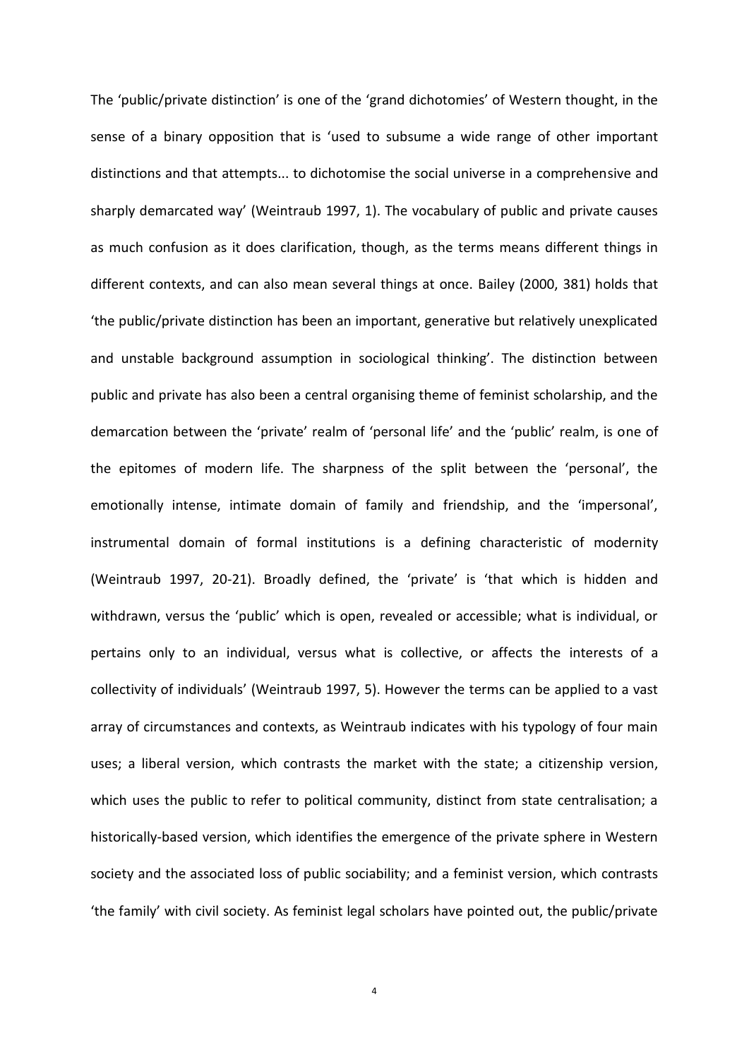The 'public/private distinction' is one of the 'grand dichotomies' of Western thought, in the sense of a binary opposition that is 'used to subsume a wide range of other important distinctions and that attempts... to dichotomise the social universe in a comprehensive and sharply demarcated way' (Weintraub 1997, 1). The vocabulary of public and private causes as much confusion as it does clarification, though, as the terms means different things in different contexts, and can also mean several things at once. Bailey (2000, 381) holds that 'the public/private distinction has been an important, generative but relatively unexplicated and unstable background assumption in sociological thinking'. The distinction between public and private has also been a central organising theme of feminist scholarship, and the demarcation between the 'private' realm of 'personal life' and the 'public' realm, is one of the epitomes of modern life. The sharpness of the split between the 'personal', the emotionally intense, intimate domain of family and friendship, and the 'impersonal', instrumental domain of formal institutions is a defining characteristic of modernity (Weintraub 1997, 20-21). Broadly defined, the 'private' is 'that which is hidden and withdrawn, versus the 'public' which is open, revealed or accessible; what is individual, or pertains only to an individual, versus what is collective, or affects the interests of a collectivity of individuals' (Weintraub 1997, 5). However the terms can be applied to a vast array of circumstances and contexts, as Weintraub indicates with his typology of four main uses; a liberal version, which contrasts the market with the state; a citizenship version, which uses the public to refer to political community, distinct from state centralisation; a historically-based version, which identifies the emergence of the private sphere in Western society and the associated loss of public sociability; and a feminist version, which contrasts 'the family' with civil society. As feminist legal scholars have pointed out, the public/private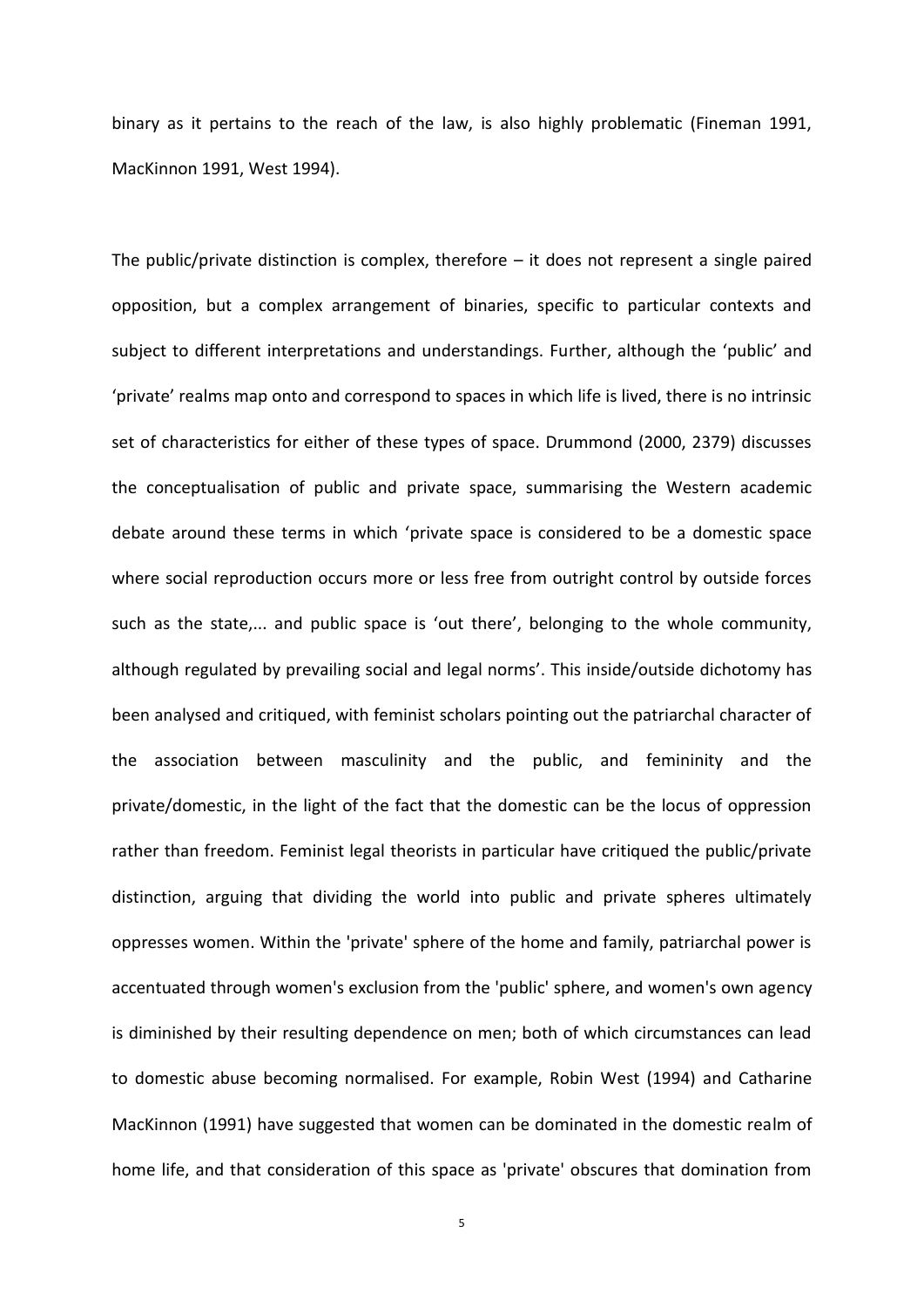binary as it pertains to the reach of the law, is also highly problematic (Fineman 1991, MacKinnon 1991, West 1994).

The public/private distinction is complex, therefore – it does not represent a single paired opposition, but a complex arrangement of binaries, specific to particular contexts and subject to different interpretations and understandings. Further, although the 'public' and 'private' realms map onto and correspond to spaces in which life is lived, there is no intrinsic set of characteristics for either of these types of space. Drummond (2000, 2379) discusses the conceptualisation of public and private space, summarising the Western academic debate around these terms in which 'private space is considered to be a domestic space where social reproduction occurs more or less free from outright control by outside forces such as the state,... and public space is 'out there', belonging to the whole community, although regulated by prevailing social and legal norms'. This inside/outside dichotomy has been analysed and critiqued, with feminist scholars pointing out the patriarchal character of the association between masculinity and the public, and femininity and the private/domestic, in the light of the fact that the domestic can be the locus of oppression rather than freedom. Feminist legal theorists in particular have critiqued the public/private distinction, arguing that dividing the world into public and private spheres ultimately oppresses women. Within the 'private' sphere of the home and family, patriarchal power is accentuated through women's exclusion from the 'public' sphere, and women's own agency is diminished by their resulting dependence on men; both of which circumstances can lead to domestic abuse becoming normalised. For example, Robin West (1994) and Catharine MacKinnon (1991) have suggested that women can be dominated in the domestic realm of home life, and that consideration of this space as 'private' obscures that domination from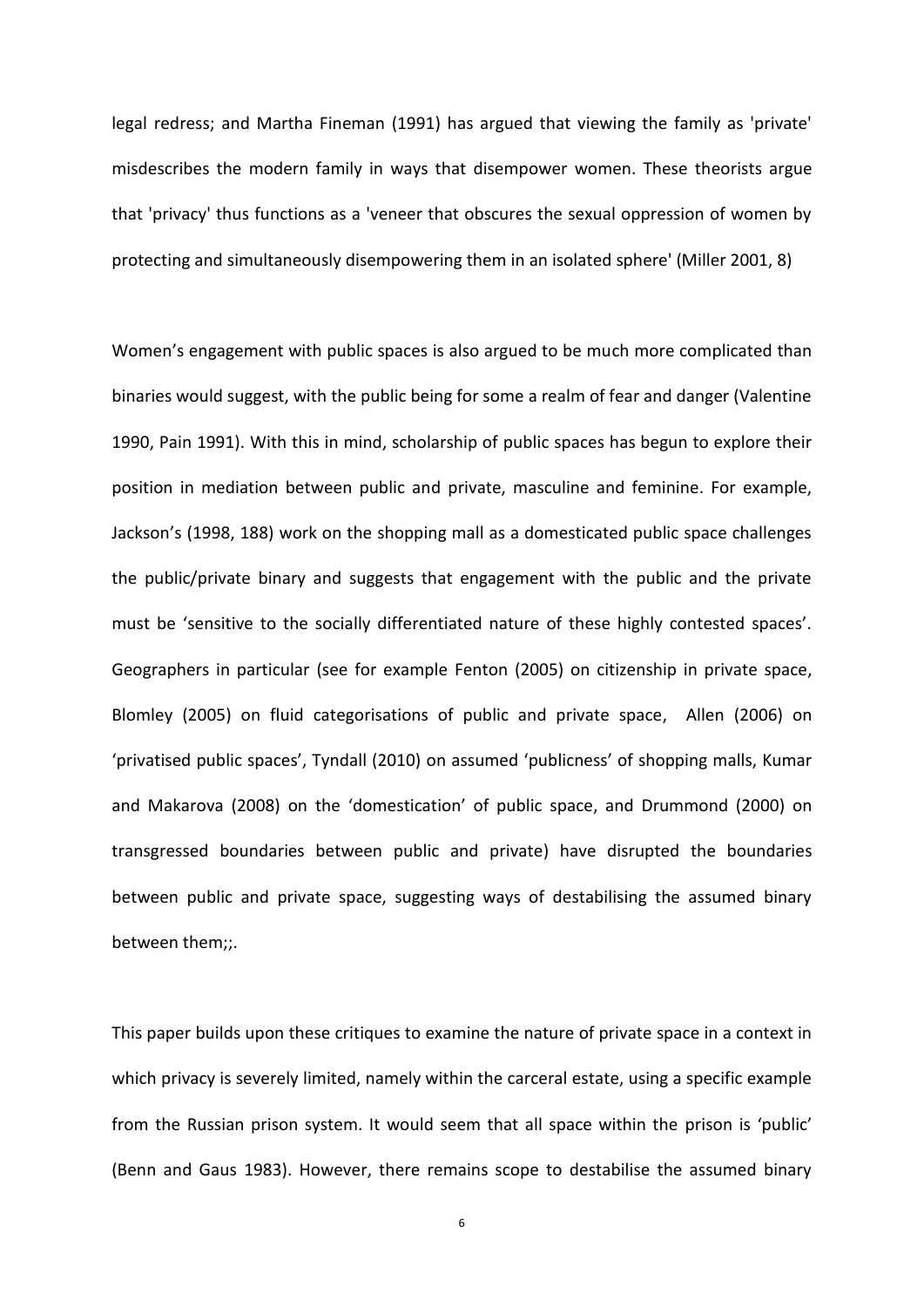legal redress; and Martha Fineman (1991) has argued that viewing the family as 'private' misdescribes the modern family in ways that disempower women. These theorists argue that 'privacy' thus functions as a 'veneer that obscures the sexual oppression of women by protecting and simultaneously disempowering them in an isolated sphere' (Miller 2001, 8)

Women's engagement with public spaces is also argued to be much more complicated than binaries would suggest, with the public being for some a realm of fear and danger (Valentine 1990, Pain 1991). With this in mind, scholarship of public spaces has begun to explore their position in mediation between public and private, masculine and feminine. For example, Jackson's (1998, 188) work on the shopping mall as a domesticated public space challenges the public/private binary and suggests that engagement with the public and the private must be 'sensitive to the socially differentiated nature of these highly contested spaces'. Geographers in particular (see for example Fenton (2005) on citizenship in private space, Blomley (2005) on fluid categorisations of public and private space, Allen (2006) on 'privatised public spaces', Tyndall (2010) on assumed 'publicness' of shopping malls, Kumar and Makarova (2008) on the 'domestication' of public space, and Drummond (2000) on transgressed boundaries between public and private) have disrupted the boundaries between public and private space, suggesting ways of destabilising the assumed binary between them;;.

This paper builds upon these critiques to examine the nature of private space in a context in which privacy is severely limited, namely within the carceral estate, using a specific example from the Russian prison system. It would seem that all space within the prison is 'public' (Benn and Gaus 1983). However, there remains scope to destabilise the assumed binary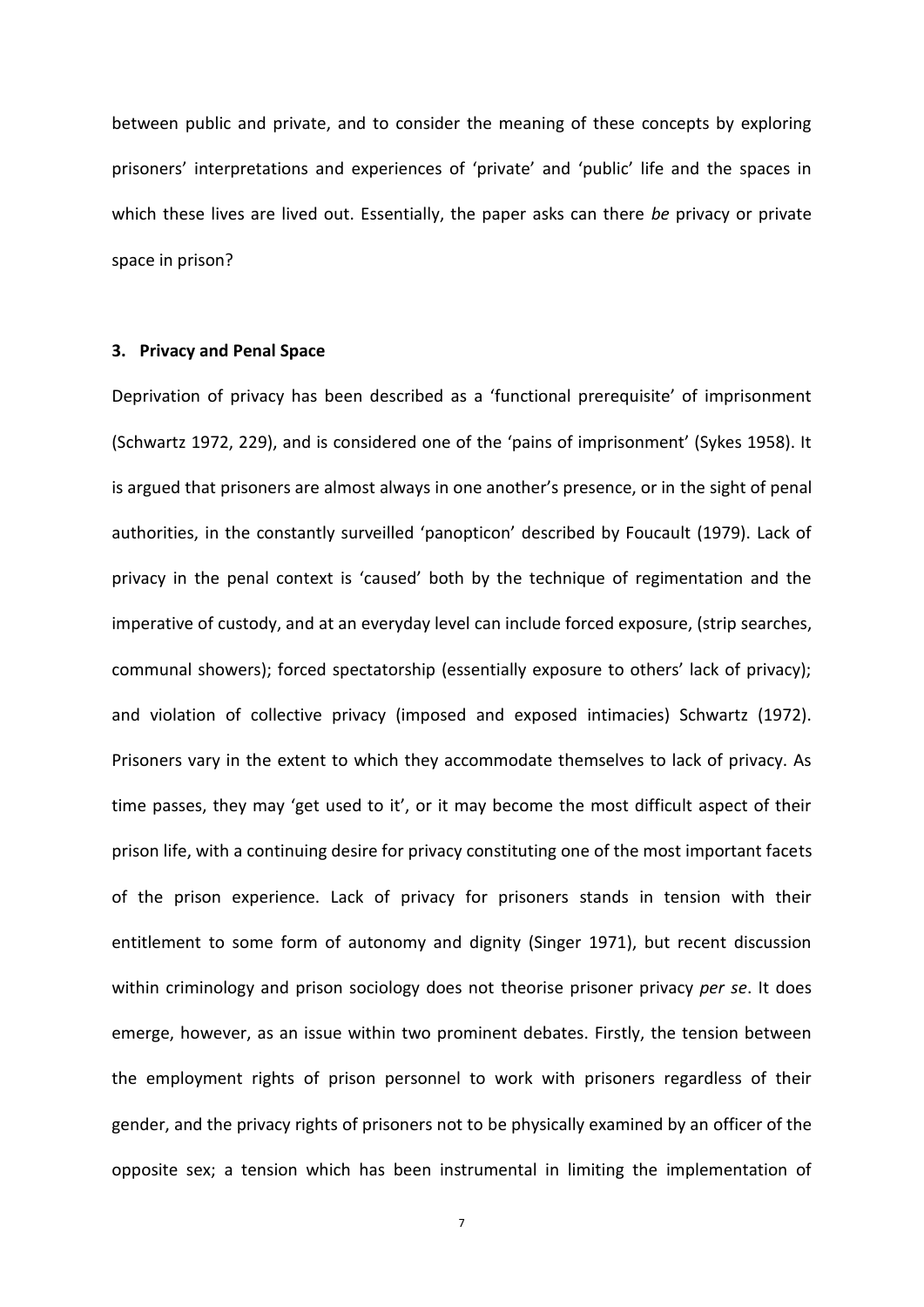between public and private, and to consider the meaning of these concepts by exploring prisoners' interpretations and experiences of 'private' and 'public' life and the spaces in which these lives are lived out. Essentially, the paper asks can there *be* privacy or private space in prison?

### 3. Privacy and Penal Space

Deprivation of privacy has been described as a 'functional prerequisite' of imprisonment (Schwartz 1972, 229), and is considered one of the 'pains of imprisonment' (Sykes 1958). It is argued that prisoners are almost always in one another's presence, or in the sight of penal authorities, in the constantly surveilled 'panopticon' described by Foucault (1979). Lack of privacy in the penal context is 'caused' both by the technique of regimentation and the imperative of custody, and at an everyday level can include forced exposure, (strip searches, communal showers); forced spectatorship (essentially exposure to others' lack of privacy); and violation of collective privacy (imposed and exposed intimacies) Schwartz (1972). Prisoners vary in the extent to which they accommodate themselves to lack of privacy. As time passes, they may 'get used to it', or it may become the most difficult aspect of their prison life, with a continuing desire for privacy constituting one of the most important facets of the prison experience. Lack of privacy for prisoners stands in tension with their entitlement to some form of autonomy and dignity (Singer 1971), but recent discussion within criminology and prison sociology does not theorise prisoner privacy *per se*. It does emerge, however, as an issue within two prominent debates. Firstly, the tension between the employment rights of prison personnel to work with prisoners regardless of their gender, and the privacy rights of prisoners not to be physically examined by an officer of the opposite sex; a tension which has been instrumental in limiting the implementation of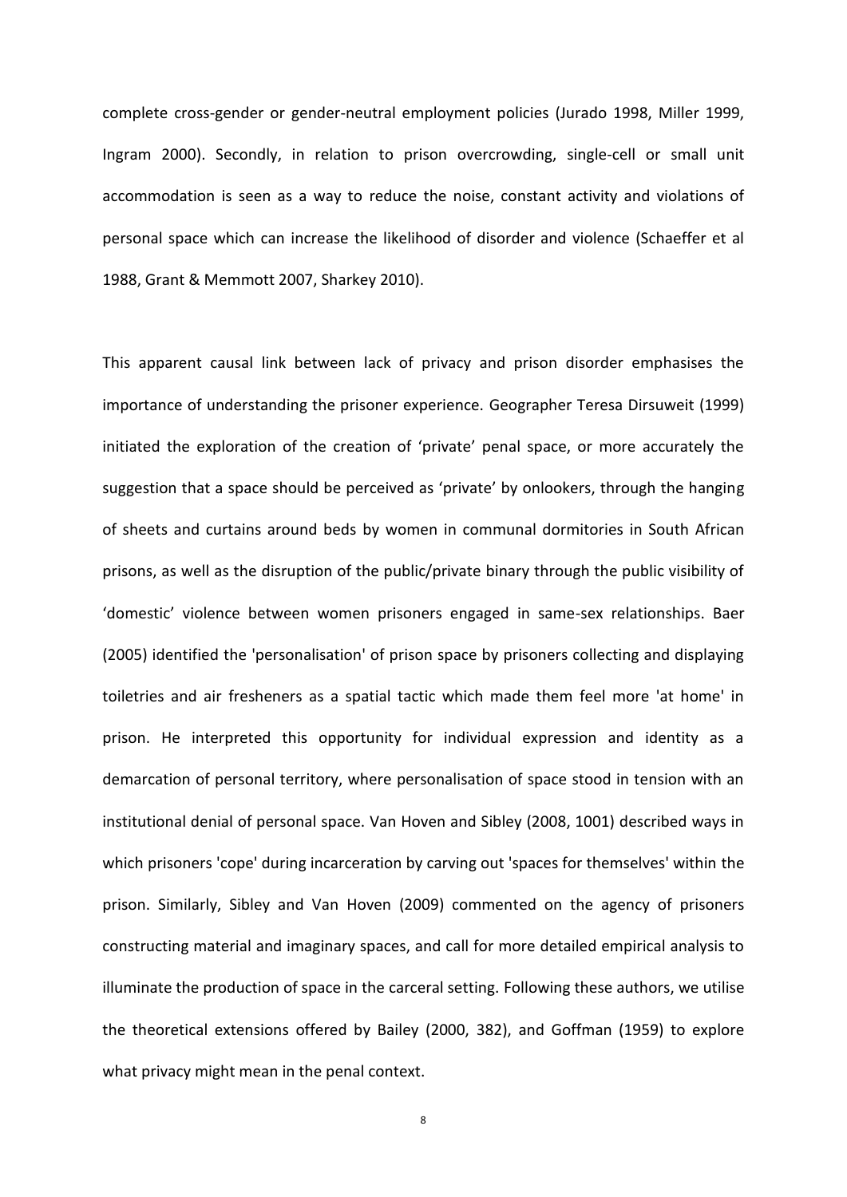complete cross-gender or gender-neutral employment policies (Jurado 1998, Miller 1999, Ingram 2000). Secondly, in relation to prison overcrowding, single-cell or small unit accommodation is seen as a way to reduce the noise, constant activity and violations of personal space which can increase the likelihood of disorder and violence (Schaeffer et al 1988, Grant & Memmott 2007, Sharkey 2010).

This apparent causal link between lack of privacy and prison disorder emphasises the importance of understanding the prisoner experience. Geographer Teresa Dirsuweit (1999) initiated the exploration of the creation of 'private' penal space, or more accurately the suggestion that a space should be perceived as 'private' by onlookers, through the hanging of sheets and curtains around beds by women in communal dormitories in South African prisons, as well as the disruption of the public/private binary through the public visibility of 'domestic' violence between women prisoners engaged in same-sex relationships. Baer (2005) identified the 'personalisation' of prison space by prisoners collecting and displaying toiletries and air fresheners as a spatial tactic which made them feel more 'at home' in prison. He interpreted this opportunity for individual expression and identity as a demarcation of personal territory, where personalisation of space stood in tension with an institutional denial of personal space. Van Hoven and Sibley (2008, 1001) described ways in which prisoners 'cope' during incarceration by carving out 'spaces for themselves' within the prison. Similarly, Sibley and Van Hoven (2009) commented on the agency of prisoners constructing material and imaginary spaces, and call for more detailed empirical analysis to illuminate the production of space in the carceral setting. Following these authors, we utilise the theoretical extensions offered by Bailey (2000, 382), and Goffman (1959) to explore what privacy might mean in the penal context.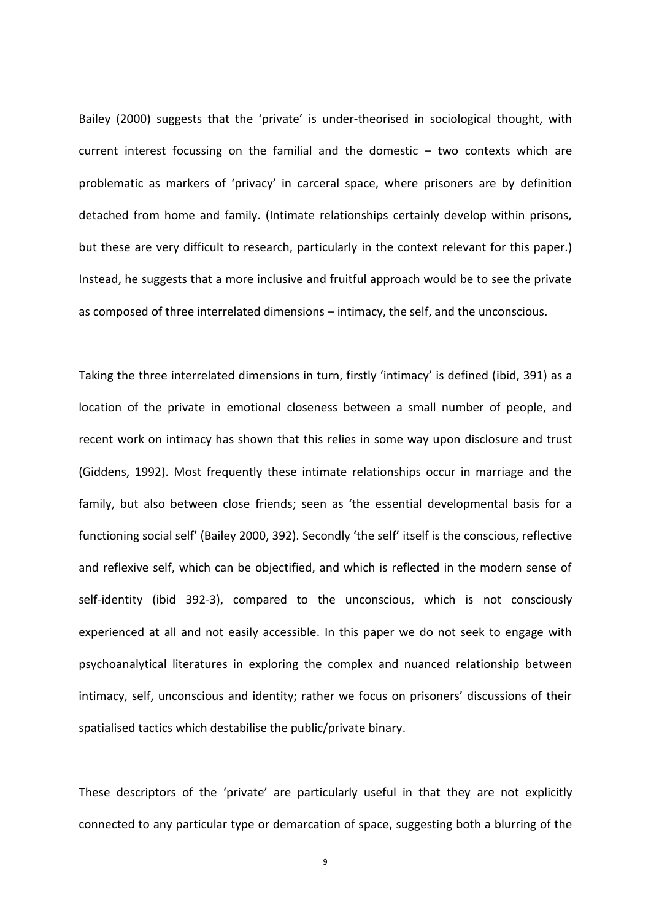Bailey (2000) suggests that the 'private' is under-theorised in sociological thought, with current interest focussing on the familial and the domestic – two contexts which are problematic as markers of 'privacy' in carceral space, where prisoners are by definition detached from home and family. (Intimate relationships certainly develop within prisons, but these are very difficult to research, particularly in the context relevant for this paper.) Instead, he suggests that a more inclusive and fruitful approach would be to see the private as composed of three interrelated dimensions – intimacy, the self, and the unconscious.

Taking the three interrelated dimensions in turn, firstly 'intimacy' is defined (ibid, 391) as a location of the private in emotional closeness between a small number of people, and recent work on intimacy has shown that this relies in some way upon disclosure and trust (Giddens, 1992). Most frequently these intimate relationships occur in marriage and the family, but also between close friends; seen as 'the essential developmental basis for a functioning social self' (Bailey 2000, 392). Secondly 'the self' itself is the conscious, reflective and reflexive self, which can be objectified, and which is reflected in the modern sense of self-identity (ibid 392-3), compared to the unconscious, which is not consciously experienced at all and not easily accessible. In this paper we do not seek to engage with psychoanalytical literatures in exploring the complex and nuanced relationship between intimacy, self, unconscious and identity; rather we focus on prisoners' discussions of their spatialised tactics which destabilise the public/private binary.

These descriptors of the 'private' are particularly useful in that they are not explicitly connected to any particular type or demarcation of space, suggesting both a blurring of the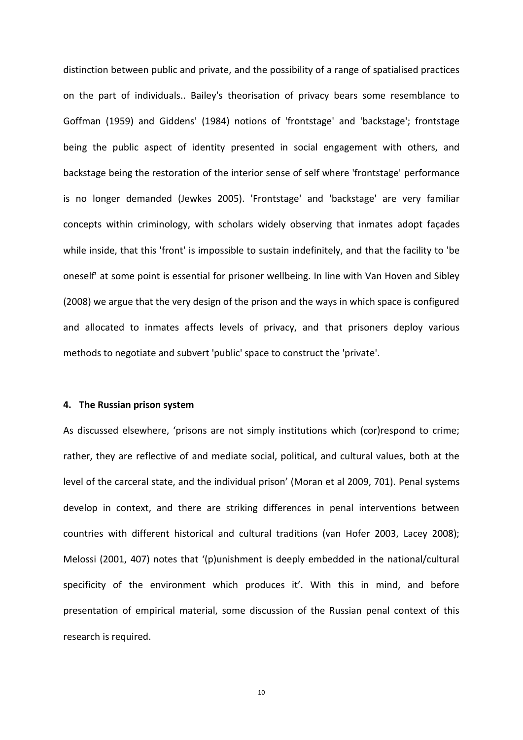distinction between public and private, and the possibility of a range of spatialised practices on the part of individuals.. Bailey's theorisation of privacy bears some resemblance to Goffman (1959) and Giddens' (1984) notions of 'frontstage' and 'backstage'; frontstage being the public aspect of identity presented in social engagement with others, and backstage being the restoration of the interior sense of self where 'frontstage' performance is no longer demanded (Jewkes 2005). 'Frontstage' and 'backstage' are very familiar concepts within criminology, with scholars widely observing that inmates adopt façades while inside, that this 'front' is impossible to sustain indefinitely, and that the facility to 'be oneself' at some point is essential for prisoner wellbeing. In line with Van Hoven and Sibley (2008) we argue that the very design of the prison and the ways in which space is configured and allocated to inmates affects levels of privacy, and that prisoners deploy various methods to negotiate and subvert 'public' space to construct the 'private'.

## 4. The Russian prison system

As discussed elsewhere, 'prisons are not simply institutions which (cor)respond to crime; rather, they are reflective of and mediate social, political, and cultural values, both at the level of the carceral state, and the individual prison' (Moran et al 2009, 701). Penal systems develop in context, and there are striking differences in penal interventions between countries with different historical and cultural traditions (van Hofer 2003, Lacey 2008); Melossi (2001, 407) notes that '(p)unishment is deeply embedded in the national/cultural specificity of the environment which produces it'. With this in mind, and before presentation of empirical material, some discussion of the Russian penal context of this research is required.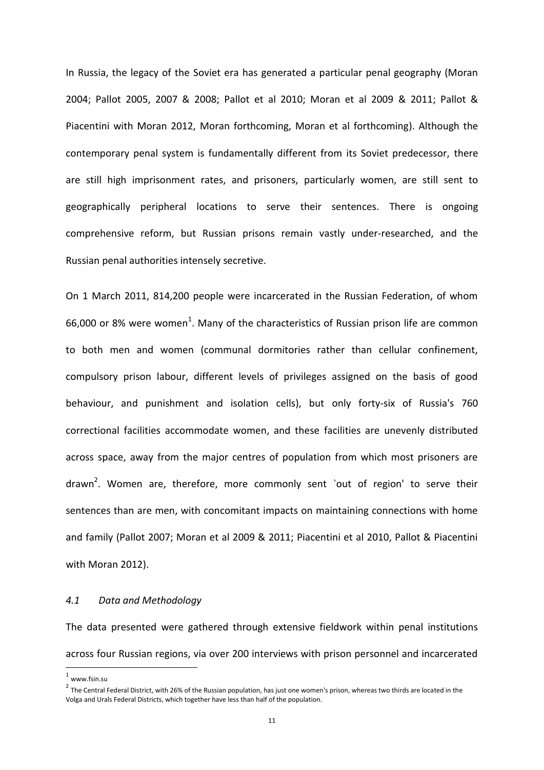In Russia, the legacy of the Soviet era has generated a particular penal geography (Moran 2004; Pallot 2005, 2007 & 2008; Pallot et al 2010; Moran et al 2009 & 2011; Pallot & Piacentini with Moran 2012, Moran forthcoming, Moran et al forthcoming). Although the contemporary penal system is fundamentally different from its Soviet predecessor, there are still high imprisonment rates, and prisoners, particularly women, are still sent to geographically peripheral locations to serve their sentences. There is ongoing comprehensive reform, but Russian prisons remain vastly under-researched, and the Russian penal authorities intensely secretive.

On 1 March 2011, 814,200 people were incarcerated in the Russian Federation, of whom 66,000 or 8% were women[1]. Many of the characteristics of Russian prison life are common to both men and women (communal dormitories rather than cellular confinement, compulsory prison labour, different levels of privileges assigned on the basis of good behaviour, and punishment and isolation cells), but only forty-six of Russia's 760 correctional facilities accommodate women, and these facilities are unevenly distributed across space, away from the major centres of population from which most prisoners are drawn[2]. Women are, therefore, more commonly sent `out of region' to serve their sentences than are men, with concomitant impacts on maintaining connections with home and family (Pallot 2007; Moran et al 2009 & 2011; Piacentini et al 2010, Pallot & Piacentini with Moran 2012).

### *4.1 Data and Methodology*

The data presented were gathered through extensive fieldwork within penal institutions across four Russian regions, via over 200 interviews with prison personnel and incarcerated

[1] www.fsin.su

[2] The Central Federal District, with 26% of the Russian population, has just one women's prison, whereas two thirds are located in the Volga and Urals Federal Districts, which together have less than half of the population.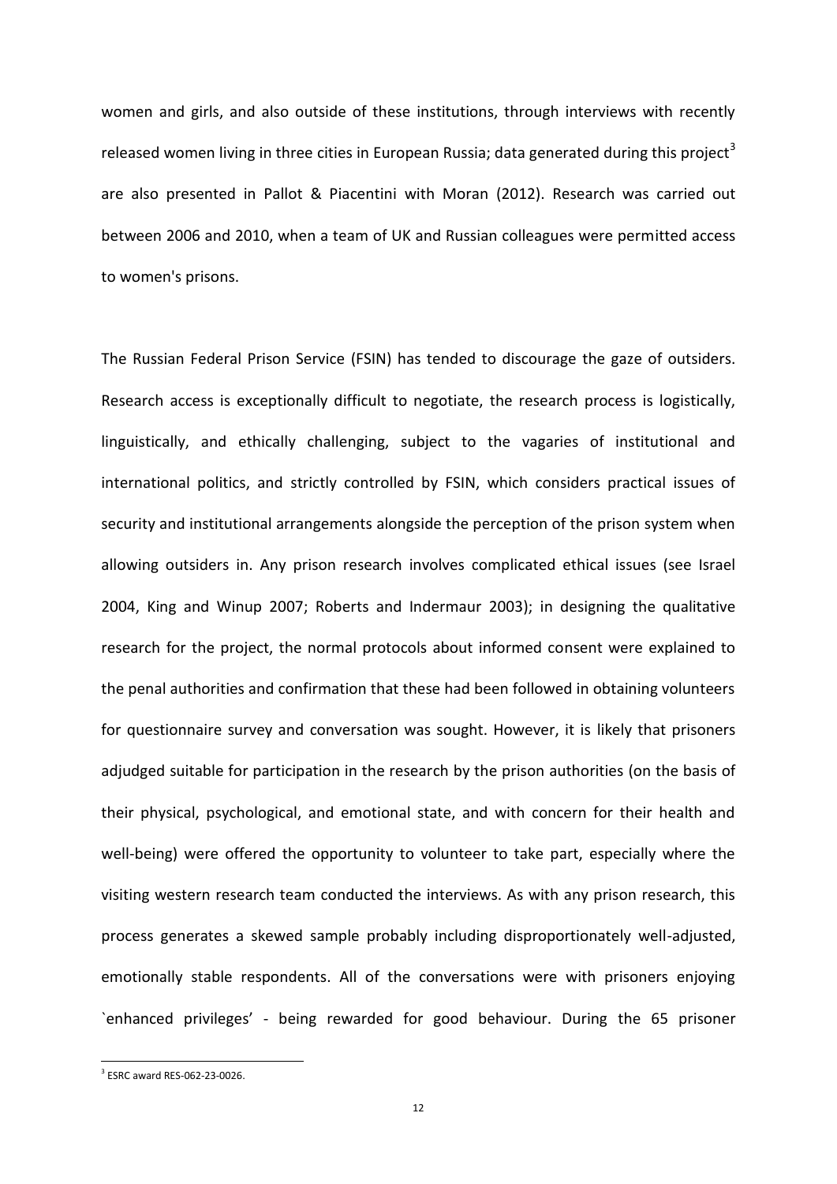women and girls, and also outside of these institutions, through interviews with recently released women living in three cities in European Russia; data generated during this project[3] are also presented in Pallot & Piacentini with Moran (2012). Research was carried out between 2006 and 2010, when a team of UK and Russian colleagues were permitted access to women's prisons.

The Russian Federal Prison Service (FSIN) has tended to discourage the gaze of outsiders. Research access is exceptionally difficult to negotiate, the research process is logistically, linguistically, and ethically challenging, subject to the vagaries of institutional and international politics, and strictly controlled by FSIN, which considers practical issues of security and institutional arrangements alongside the perception of the prison system when allowing outsiders in. Any prison research involves complicated ethical issues (see Israel 2004, King and Winup 2007; Roberts and Indermaur 2003); in designing the qualitative research for the project, the normal protocols about informed consent were explained to the penal authorities and confirmation that these had been followed in obtaining volunteers for questionnaire survey and conversation was sought. However, it is likely that prisoners adjudged suitable for participation in the research by the prison authorities (on the basis of their physical, psychological, and emotional state, and with concern for their health and well-being) were offered the opportunity to volunteer to take part, especially where the visiting western research team conducted the interviews. As with any prison research, this process generates a skewed sample probably including disproportionately well-adjusted, emotionally stable respondents. All of the conversations were with prisoners enjoying `enhanced privileges' - being rewarded for good behaviour. During the 65 prisoner

[3] ESRC award RES-062-23-0026.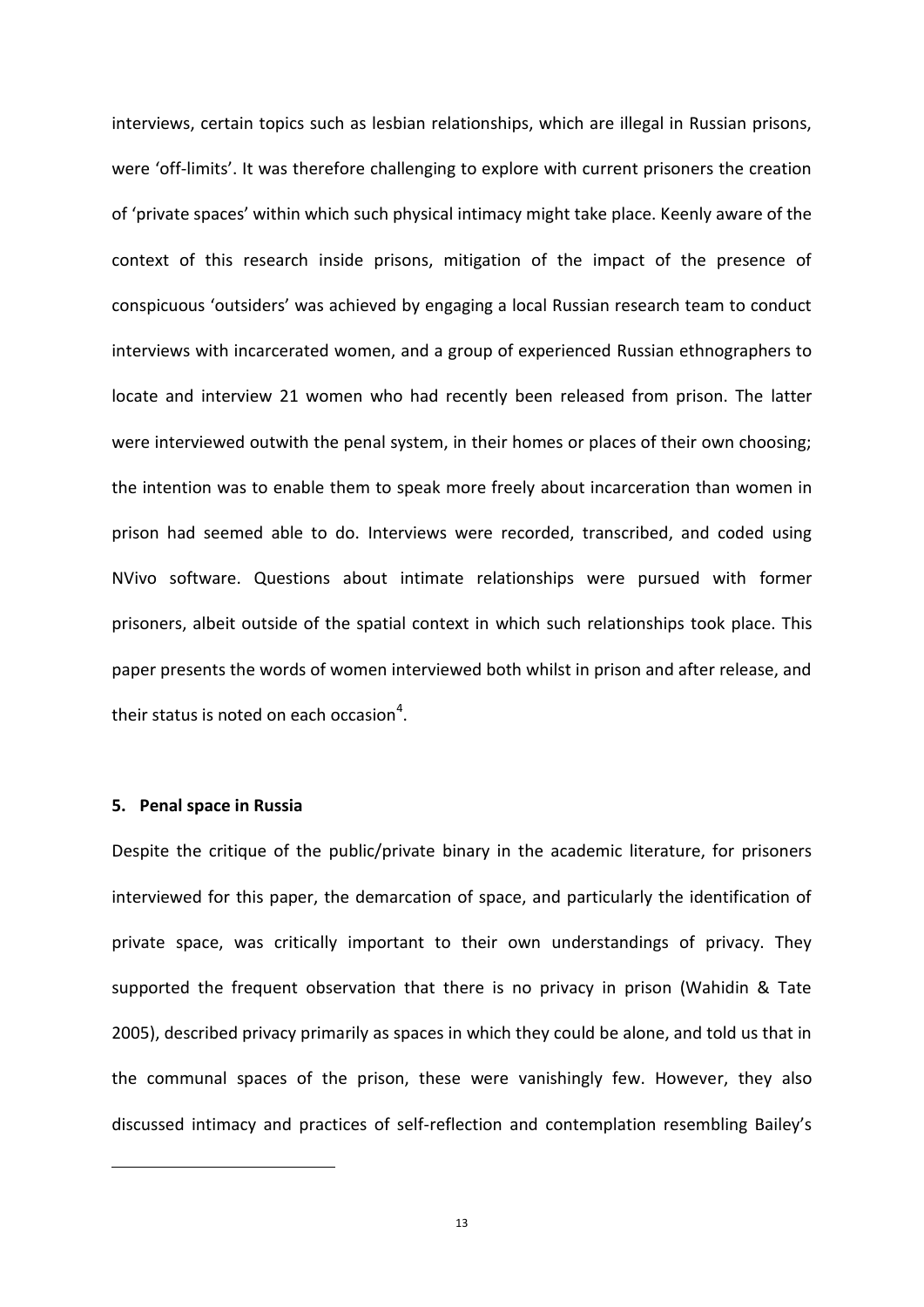interviews, certain topics such as lesbian relationships, which are illegal in Russian prisons, were 'off-limits'. It was therefore challenging to explore with current prisoners the creation of 'private spaces' within which such physical intimacy might take place. Keenly aware of the context of this research inside prisons, mitigation of the impact of the presence of conspicuous 'outsiders' was achieved by engaging a local Russian research team to conduct interviews with incarcerated women, and a group of experienced Russian ethnographers to locate and interview 21 women who had recently been released from prison. The latter were interviewed outwith the penal system, in their homes or places of their own choosing; the intention was to enable them to speak more freely about incarceration than women in prison had seemed able to do. Interviews were recorded, transcribed, and coded using NVivo software. Questions about intimate relationships were pursued with former prisoners, albeit outside of the spatial context in which such relationships took place. This paper presents the words of women interviewed both whilst in prison and after release, and their status is noted on each occasion[4].

## 5. Penal space in Russia

Despite the critique of the public/private binary in the academic literature, for prisoners interviewed for this paper, the demarcation of space, and particularly the identification of private space, was critically important to their own understandings of privacy. They supported the frequent observation that there is no privacy in prison (Wahidin & Tate 2005), described privacy primarily as spaces in which they could be alone, and told us that in the communal spaces of the prison, these were vanishingly few. However, they also discussed intimacy and practices of self-reflection and contemplation resembling Bailey's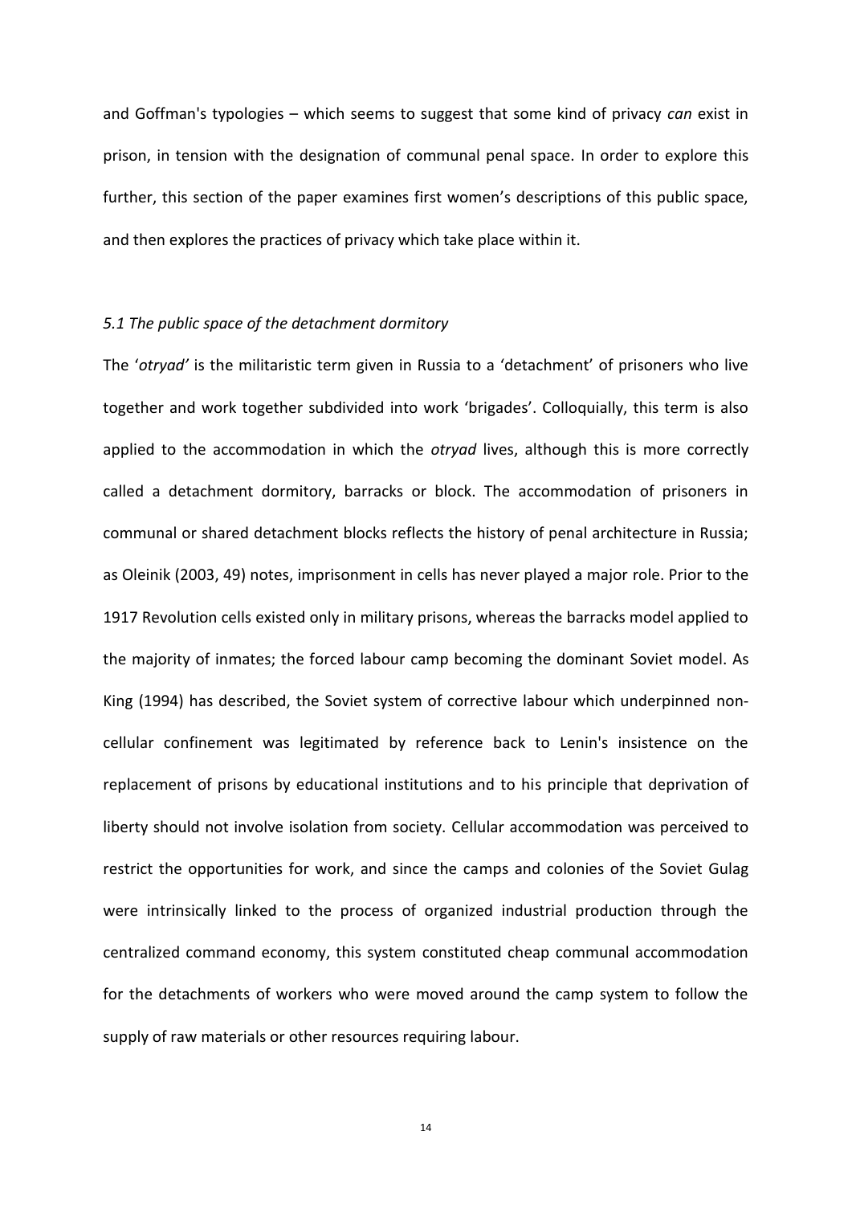and Goffman's typologies – which seems to suggest that some kind of privacy *can* exist in prison, in tension with the designation of communal penal space. In order to explore this further, this section of the paper examines first women's descriptions of this public space, and then explores the practices of privacy which take place within it.

### *5.1 The public space of the detachment dormitory*

The '*otryad'* is the militaristic term given in Russia to a 'detachment' of prisoners who live together and work together subdivided into work 'brigades'. Colloquially, this term is also applied to the accommodation in which the *otryad* lives, although this is more correctly called a detachment dormitory, barracks or block. The accommodation of prisoners in communal or shared detachment blocks reflects the history of penal architecture in Russia; as Oleinik (2003, 49) notes, imprisonment in cells has never played a major role. Prior to the 1917 Revolution cells existed only in military prisons, whereas the barracks model applied to the majority of inmates; the forced labour camp becoming the dominant Soviet model. As King (1994) has described, the Soviet system of corrective labour which underpinned non-cellular confinement was legitimated by reference back to Lenin's insistence on the replacement of prisons by educational institutions and to his principle that deprivation of liberty should not involve isolation from society. Cellular accommodation was perceived to restrict the opportunities for work, and since the camps and colonies of the Soviet Gulag were intrinsically linked to the process of organized industrial production through the centralized command economy, this system constituted cheap communal accommodation for the detachments of workers who were moved around the camp system to follow the supply of raw materials or other resources requiring labour.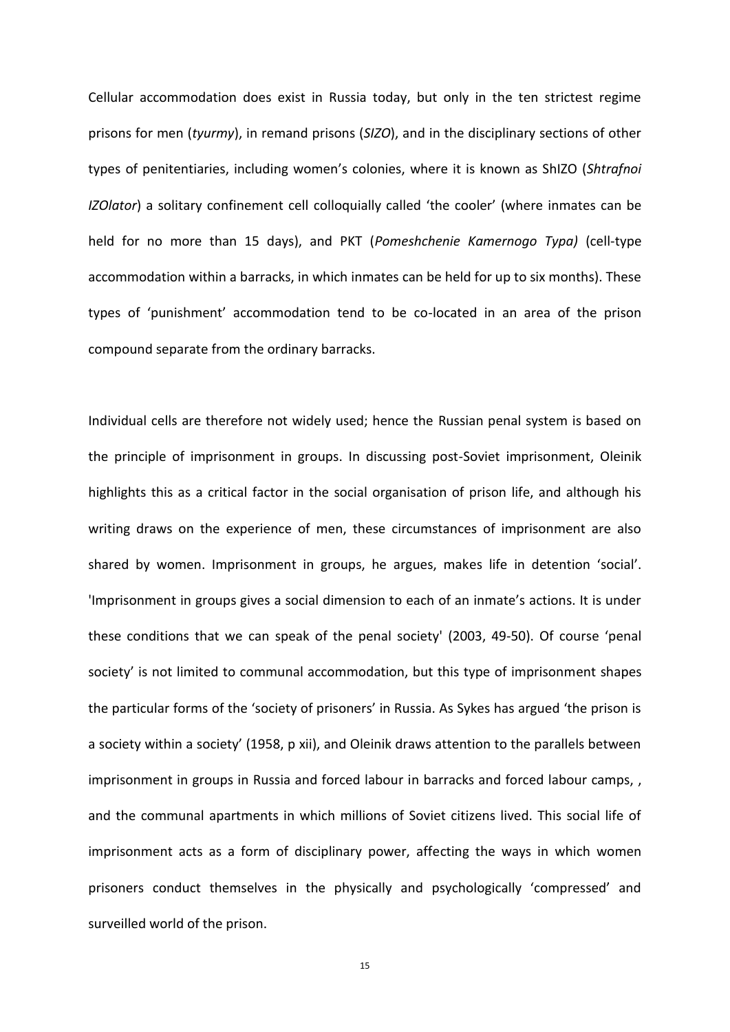Cellular accommodation does exist in Russia today, but only in the ten strictest regime prisons for men (*tyurmy*), in remand prisons (*SIZO*), and in the disciplinary sections of other types of penitentiaries, including women's colonies, where it is known as ShIZO (*Shtrafnoi IZOlator*) a solitary confinement cell colloquially called 'the cooler' (where inmates can be held for no more than 15 days), and PKT (*Pomeshchenie Kamernogo Typa)* (cell-type accommodation within a barracks, in which inmates can be held for up to six months). These types of 'punishment' accommodation tend to be co-located in an area of the prison compound separate from the ordinary barracks.

Individual cells are therefore not widely used; hence the Russian penal system is based on the principle of imprisonment in groups. In discussing post-Soviet imprisonment, Oleinik highlights this as a critical factor in the social organisation of prison life, and although his writing draws on the experience of men, these circumstances of imprisonment are also shared by women. Imprisonment in groups, he argues, makes life in detention 'social'. 'Imprisonment in groups gives a social dimension to each of an inmate's actions. It is under these conditions that we can speak of the penal society' (2003, 49-50). Of course 'penal society' is not limited to communal accommodation, but this type of imprisonment shapes the particular forms of the 'society of prisoners' in Russia. As Sykes has argued 'the prison is a society within a society' (1958, p xii), and Oleinik draws attention to the parallels between imprisonment in groups in Russia and forced labour in barracks and forced labour camps, , and the communal apartments in which millions of Soviet citizens lived. This social life of imprisonment acts as a form of disciplinary power, affecting the ways in which women prisoners conduct themselves in the physically and psychologically 'compressed' and surveilled world of the prison.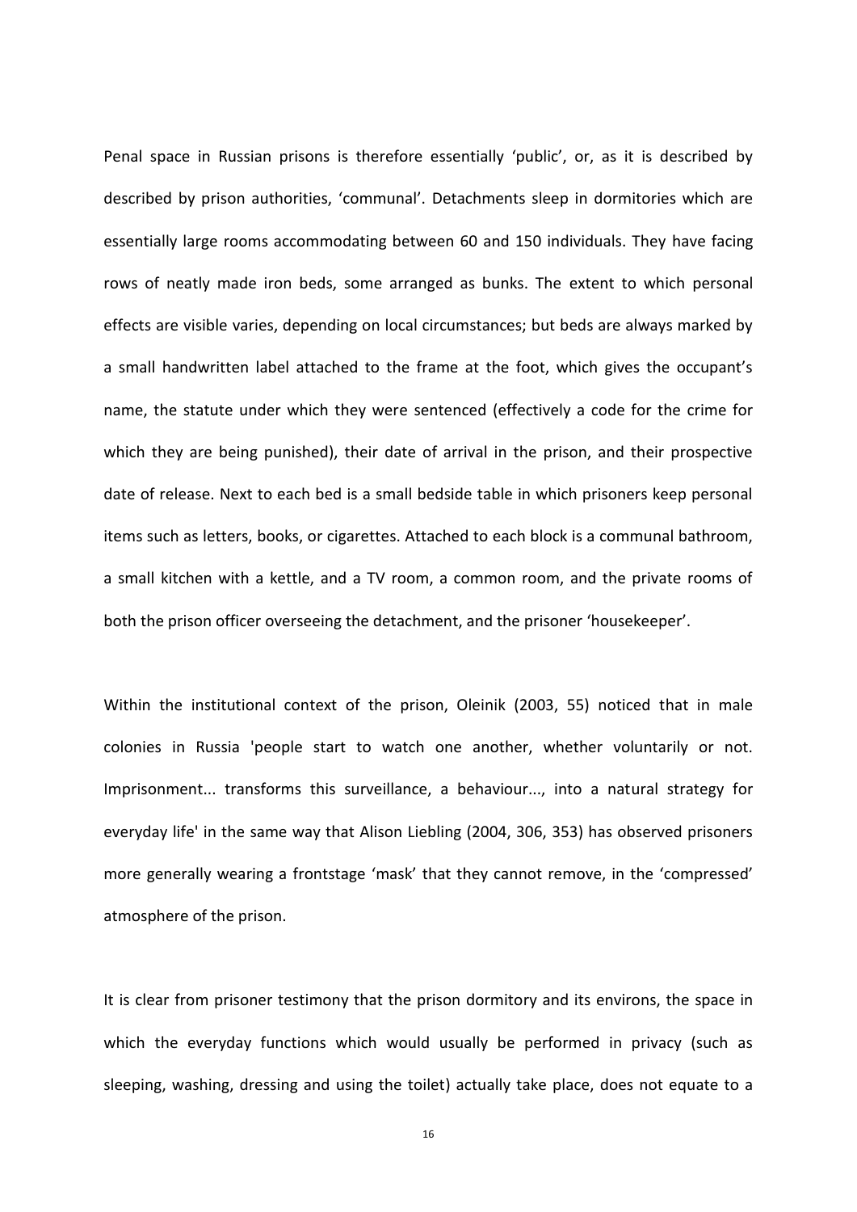Penal space in Russian prisons is therefore essentially 'public', or, as it is described by described by prison authorities, 'communal'. Detachments sleep in dormitories which are essentially large rooms accommodating between 60 and 150 individuals. They have facing rows of neatly made iron beds, some arranged as bunks. The extent to which personal effects are visible varies, depending on local circumstances; but beds are always marked by a small handwritten label attached to the frame at the foot, which gives the occupant's name, the statute under which they were sentenced (effectively a code for the crime for which they are being punished), their date of arrival in the prison, and their prospective date of release. Next to each bed is a small bedside table in which prisoners keep personal items such as letters, books, or cigarettes. Attached to each block is a communal bathroom, a small kitchen with a kettle, and a TV room, a common room, and the private rooms of both the prison officer overseeing the detachment, and the prisoner 'housekeeper'.

Within the institutional context of the prison, Oleinik (2003, 55) noticed that in male colonies in Russia 'people start to watch one another, whether voluntarily or not. Imprisonment... transforms this surveillance, a behaviour..., into a natural strategy for everyday life' in the same way that Alison Liebling (2004, 306, 353) has observed prisoners more generally wearing a frontstage 'mask' that they cannot remove, in the 'compressed' atmosphere of the prison.

It is clear from prisoner testimony that the prison dormitory and its environs, the space in which the everyday functions which would usually be performed in privacy (such as sleeping, washing, dressing and using the toilet) actually take place, does not equate to a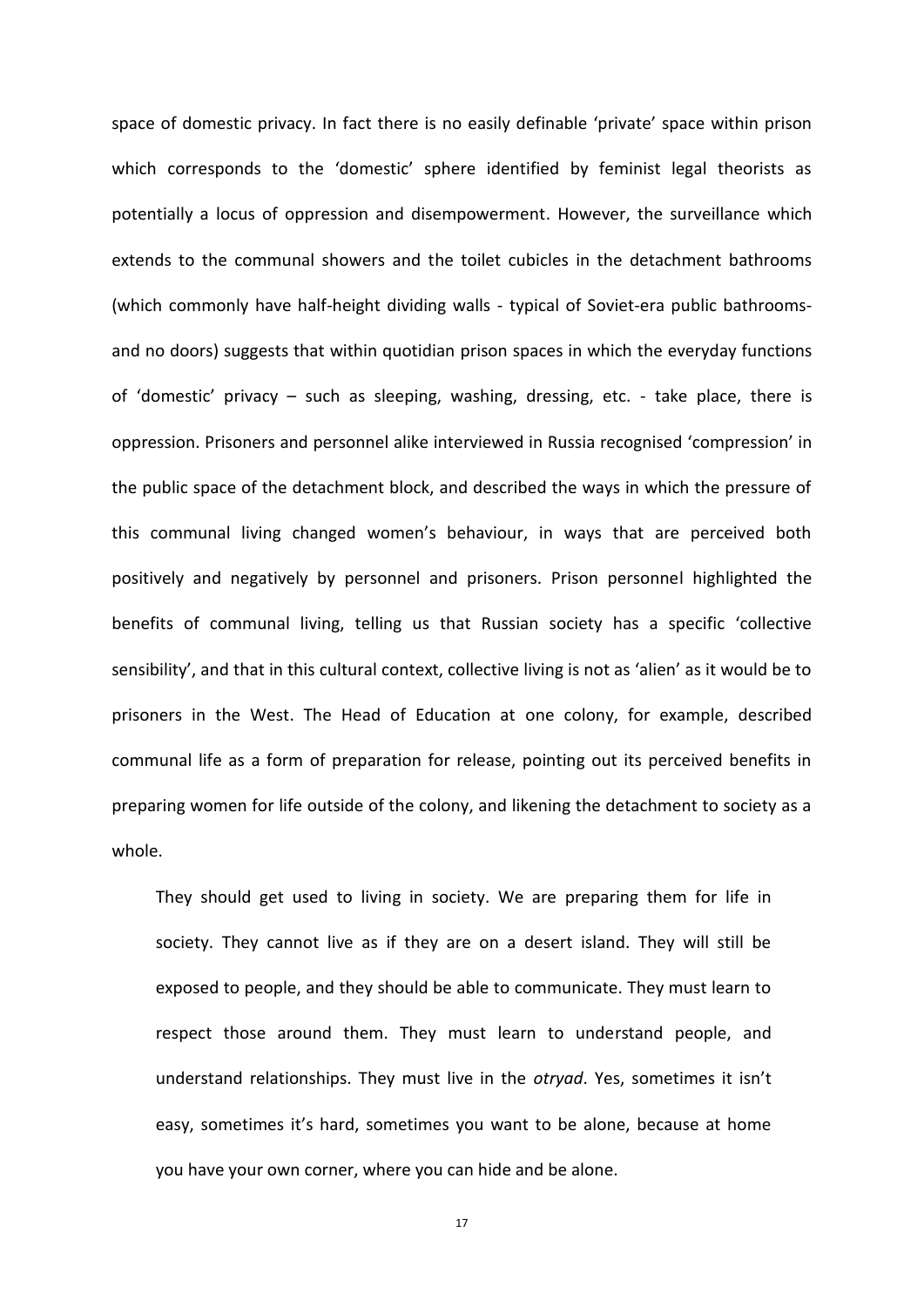space of domestic privacy. In fact there is no easily definable 'private' space within prison which corresponds to the 'domestic' sphere identified by feminist legal theorists as potentially a locus of oppression and disempowerment. However, the surveillance which extends to the communal showers and the toilet cubicles in the detachment bathrooms (which commonly have half-height dividing walls - typical of Soviet-era public bathrooms- and no doors) suggests that within quotidian prison spaces in which the everyday functions of 'domestic' privacy – such as sleeping, washing, dressing, etc. - take place, there is oppression. Prisoners and personnel alike interviewed in Russia recognised 'compression' in the public space of the detachment block, and described the ways in which the pressure of this communal living changed women's behaviour, in ways that are perceived both positively and negatively by personnel and prisoners. Prison personnel highlighted the benefits of communal living, telling us that Russian society has a specific 'collective sensibility', and that in this cultural context, collective living is not as 'alien' as it would be to prisoners in the West. The Head of Education at one colony, for example, described communal life as a form of preparation for release, pointing out its perceived benefits in preparing women for life outside of the colony, and likening the detachment to society as a whole.

> They should get used to living in society. We are preparing them for life in society. They cannot live as if they are on a desert island. They will still be exposed to people, and they should be able to communicate. They must learn to respect those around them. They must learn to understand people, and understand relationships. They must live in the *otryad*. Yes, sometimes it isn't easy, sometimes it's hard, sometimes you want to be alone, because at home you have your own corner, where you can hide and be alone.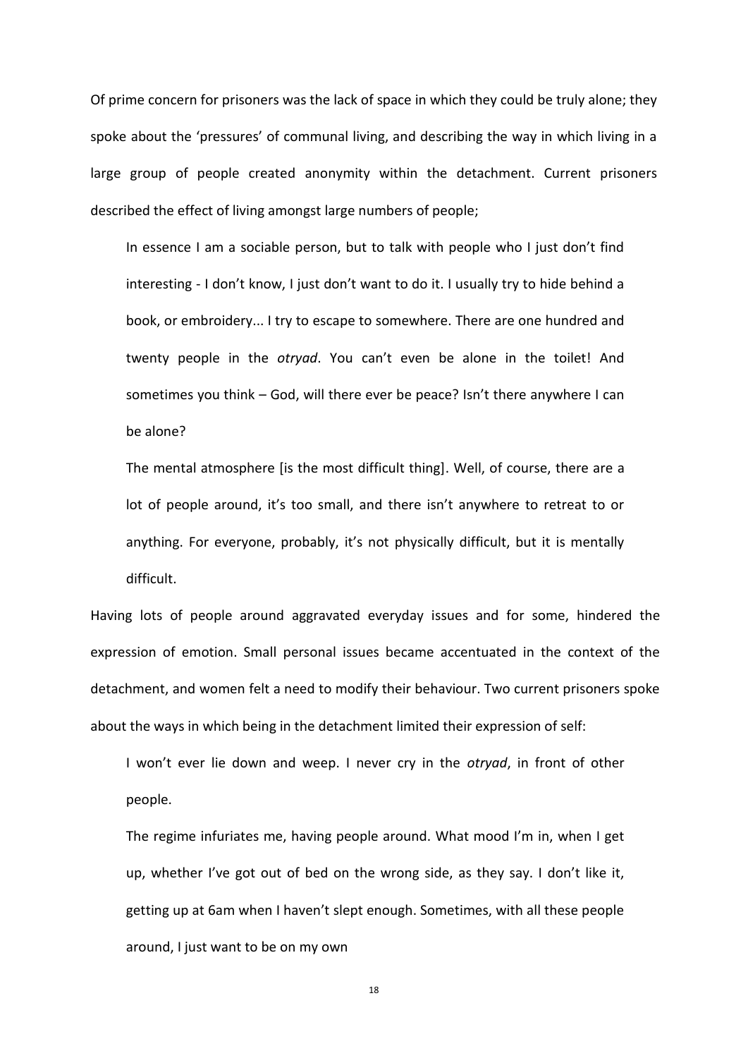Of prime concern for prisoners was the lack of space in which they could be truly alone; they spoke about the 'pressures' of communal living, and describing the way in which living in a large group of people created anonymity within the detachment. Current prisoners described the effect of living amongst large numbers of people;

> In essence I am a sociable person, but to talk with people who I just don't find interesting - I don't know, I just don't want to do it. I usually try to hide behind a book, or embroidery... I try to escape to somewhere. There are one hundred and twenty people in the *otryad*. You can't even be alone in the toilet! And sometimes you think – God, will there ever be peace? Isn't there anywhere I can be alone?
>
> The mental atmosphere [is the most difficult thing]. Well, of course, there are a lot of people around, it's too small, and there isn't anywhere to retreat to or anything. For everyone, probably, it's not physically difficult, but it is mentally difficult.

Having lots of people around aggravated everyday issues and for some, hindered the expression of emotion. Small personal issues became accentuated in the context of the detachment, and women felt a need to modify their behaviour. Two current prisoners spoke about the ways in which being in the detachment limited their expression of self:

> I won't ever lie down and weep. I never cry in the *otryad*, in front of other people.
>
> The regime infuriates me, having people around. What mood I'm in, when I get up, whether I've got out of bed on the wrong side, as they say. I don't like it, getting up at 6am when I haven't slept enough. Sometimes, with all these people around, I just want to be on my own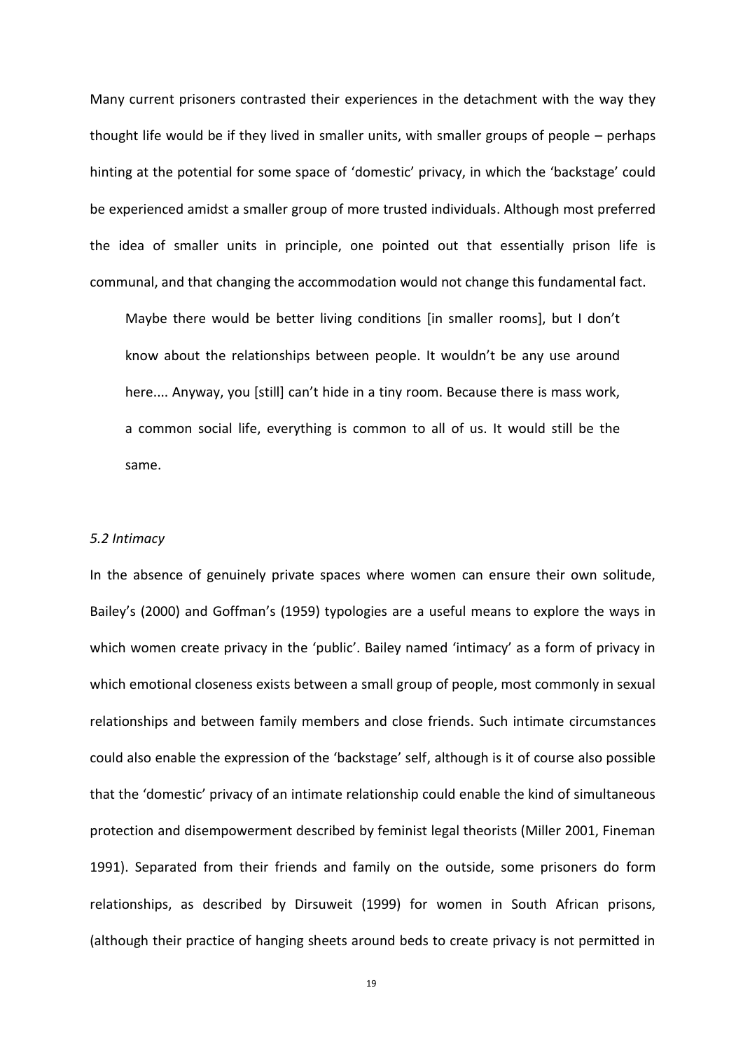Many current prisoners contrasted their experiences in the detachment with the way they thought life would be if they lived in smaller units, with smaller groups of people – perhaps hinting at the potential for some space of 'domestic' privacy, in which the 'backstage' could be experienced amidst a smaller group of more trusted individuals. Although most preferred the idea of smaller units in principle, one pointed out that essentially prison life is communal, and that changing the accommodation would not change this fundamental fact.

> Maybe there would be better living conditions [in smaller rooms], but I don't know about the relationships between people. It wouldn't be any use around here.... Anyway, you [still] can't hide in a tiny room. Because there is mass work, a common social life, everything is common to all of us. It would still be the same.

*5.2 Intimacy*

In the absence of genuinely private spaces where women can ensure their own solitude, Bailey's (2000) and Goffman's (1959) typologies are a useful means to explore the ways in which women create privacy in the 'public'. Bailey named 'intimacy' as a form of privacy in which emotional closeness exists between a small group of people, most commonly in sexual relationships and between family members and close friends. Such intimate circumstances could also enable the expression of the 'backstage' self, although is it of course also possible that the 'domestic' privacy of an intimate relationship could enable the kind of simultaneous protection and disempowerment described by feminist legal theorists (Miller 2001, Fineman 1991). Separated from their friends and family on the outside, some prisoners do form relationships, as described by Dirsuweit (1999) for women in South African prisons, (although their practice of hanging sheets around beds to create privacy is not permitted in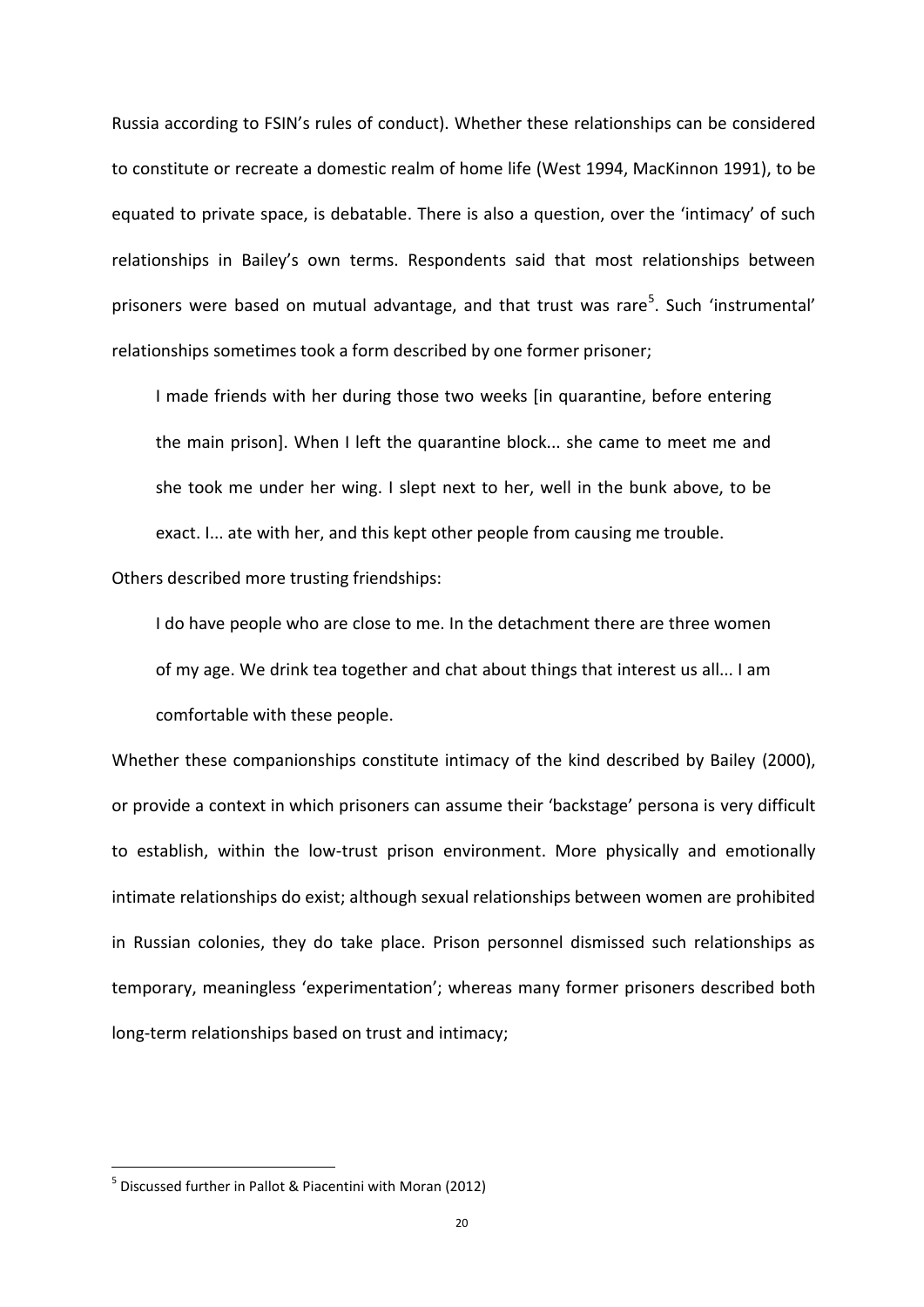Russia according to FSIN's rules of conduct). Whether these relationships can be considered to constitute or recreate a domestic realm of home life (West 1994, MacKinnon 1991), to be equated to private space, is debatable. There is also a question, over the 'intimacy' of such relationships in Bailey's own terms. Respondents said that most relationships between prisoners were based on mutual advantage, and that trust was rare[5]. Such 'instrumental' relationships sometimes took a form described by one former prisoner;

> I made friends with her during those two weeks [in quarantine, before entering the main prison]. When I left the quarantine block... she came to meet me and she took me under her wing. I slept next to her, well in the bunk above, to be exact. I... ate with her, and this kept other people from causing me trouble.

Others described more trusting friendships:

> I do have people who are close to me. In the detachment there are three women of my age. We drink tea together and chat about things that interest us all... I am comfortable with these people.

Whether these companionships constitute intimacy of the kind described by Bailey (2000), or provide a context in which prisoners can assume their 'backstage' persona is very difficult to establish, within the low-trust prison environment. More physically and emotionally intimate relationships do exist; although sexual relationships between women are prohibited in Russian colonies, they do take place. Prison personnel dismissed such relationships as temporary, meaningless 'experimentation'; whereas many former prisoners described both long-term relationships based on trust and intimacy;

---

[5] Discussed further in Pallot & Piacentini with Moran (2012)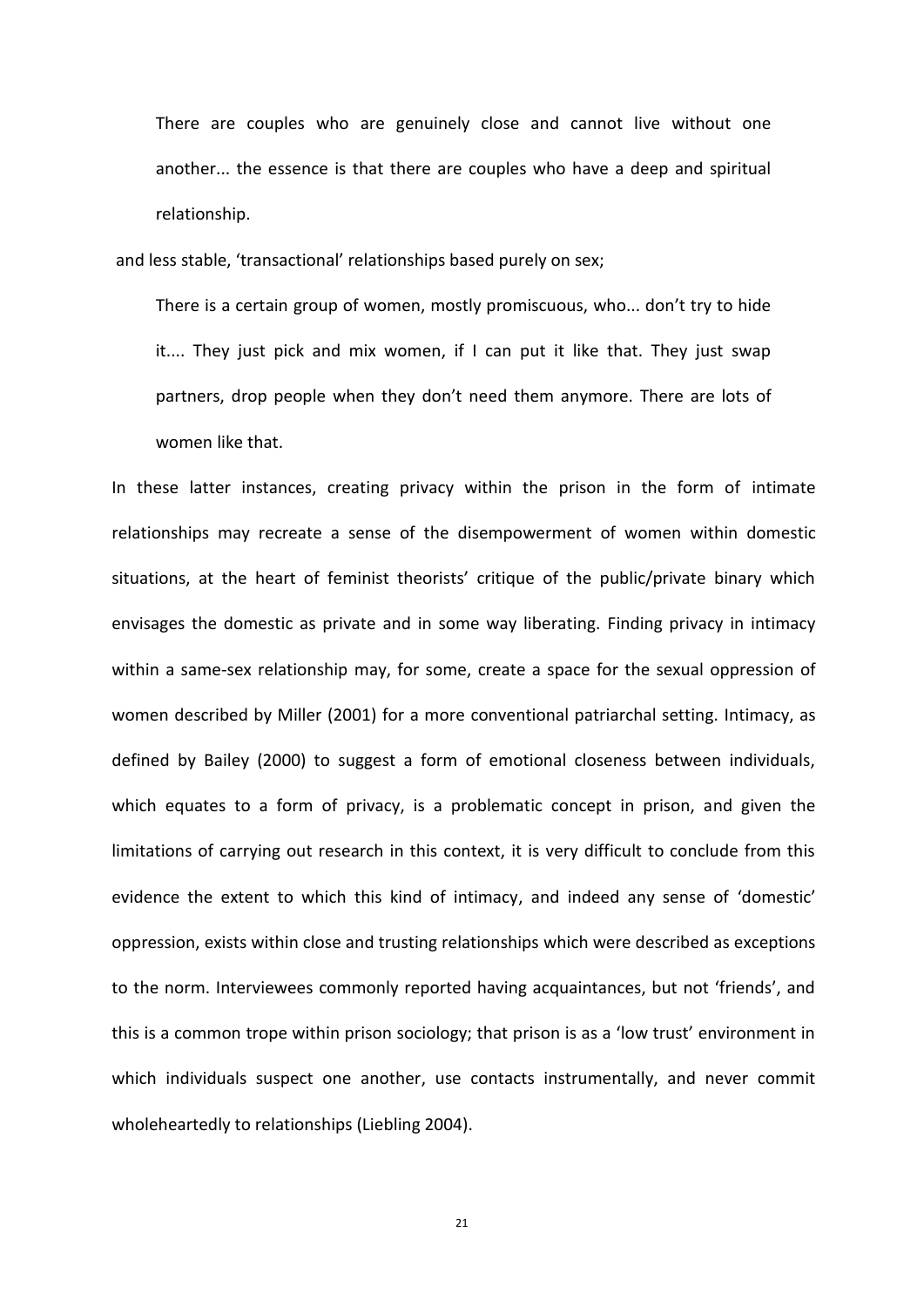> There are couples who are genuinely close and cannot live without one another... the essence is that there are couples who have a deep and spiritual relationship.

and less stable, 'transactional' relationships based purely on sex;

> There is a certain group of women, mostly promiscuous, who... don't try to hide it.... They just pick and mix women, if I can put it like that. They just swap partners, drop people when they don't need them anymore. There are lots of women like that.

In these latter instances, creating privacy within the prison in the form of intimate relationships may recreate a sense of the disempowerment of women within domestic situations, at the heart of feminist theorists' critique of the public/private binary which envisages the domestic as private and in some way liberating. Finding privacy in intimacy within a same-sex relationship may, for some, create a space for the sexual oppression of women described by Miller (2001) for a more conventional patriarchal setting. Intimacy, as defined by Bailey (2000) to suggest a form of emotional closeness between individuals, which equates to a form of privacy, is a problematic concept in prison, and given the limitations of carrying out research in this context, it is very difficult to conclude from this evidence the extent to which this kind of intimacy, and indeed any sense of 'domestic' oppression, exists within close and trusting relationships which were described as exceptions to the norm. Interviewees commonly reported having acquaintances, but not 'friends', and this is a common trope within prison sociology; that prison is as a 'low trust' environment in which individuals suspect one another, use contacts instrumentally, and never commit wholeheartedly to relationships (Liebling 2004).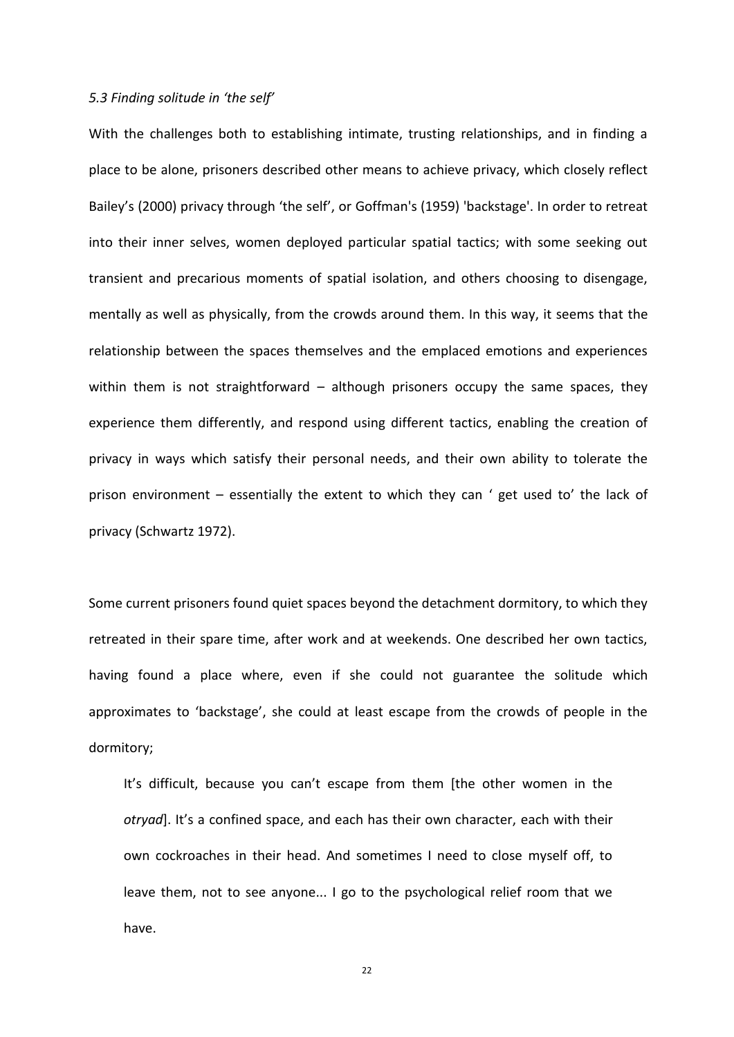### *5.3 Finding solitude in 'the self'*

With the challenges both to establishing intimate, trusting relationships, and in finding a place to be alone, prisoners described other means to achieve privacy, which closely reflect Bailey's (2000) privacy through 'the self', or Goffman's (1959) 'backstage'. In order to retreat into their inner selves, women deployed particular spatial tactics; with some seeking out transient and precarious moments of spatial isolation, and others choosing to disengage, mentally as well as physically, from the crowds around them. In this way, it seems that the relationship between the spaces themselves and the emplaced emotions and experiences within them is not straightforward – although prisoners occupy the same spaces, they experience them differently, and respond using different tactics, enabling the creation of privacy in ways which satisfy their personal needs, and their own ability to tolerate the prison environment – essentially the extent to which they can ' get used to' the lack of privacy (Schwartz 1972).

Some current prisoners found quiet spaces beyond the detachment dormitory, to which they retreated in their spare time, after work and at weekends. One described her own tactics, having found a place where, even if she could not guarantee the solitude which approximates to 'backstage', she could at least escape from the crowds of people in the dormitory;

> It's difficult, because you can't escape from them [the other women in the *otryad*]. It's a confined space, and each has their own character, each with their own cockroaches in their head. And sometimes I need to close myself off, to leave them, not to see anyone... I go to the psychological relief room that we have.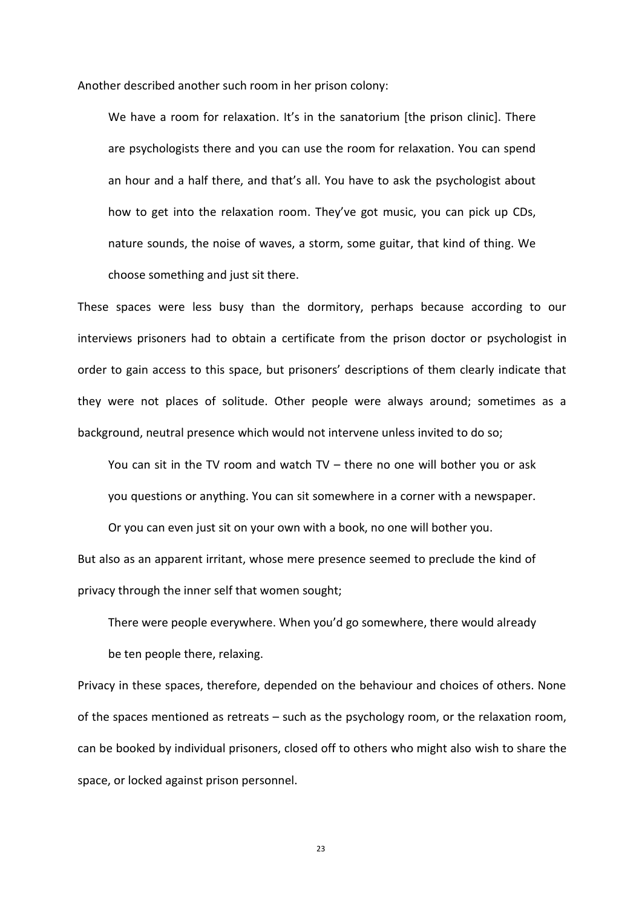Another described another such room in her prison colony:

> We have a room for relaxation. It's in the sanatorium [the prison clinic]. There are psychologists there and you can use the room for relaxation. You can spend an hour and a half there, and that's all. You have to ask the psychologist about how to get into the relaxation room. They've got music, you can pick up CDs, nature sounds, the noise of waves, a storm, some guitar, that kind of thing. We choose something and just sit there.

These spaces were less busy than the dormitory, perhaps because according to our interviews prisoners had to obtain a certificate from the prison doctor or psychologist in order to gain access to this space, but prisoners' descriptions of them clearly indicate that they were not places of solitude. Other people were always around; sometimes as a background, neutral presence which would not intervene unless invited to do so;

> You can sit in the TV room and watch TV – there no one will bother you or ask you questions or anything. You can sit somewhere in a corner with a newspaper. Or you can even just sit on your own with a book, no one will bother you.

But also as an apparent irritant, whose mere presence seemed to preclude the kind of privacy through the inner self that women sought;

> There were people everywhere. When you'd go somewhere, there would already be ten people there, relaxing.

Privacy in these spaces, therefore, depended on the behaviour and choices of others. None of the spaces mentioned as retreats – such as the psychology room, or the relaxation room, can be booked by individual prisoners, closed off to others who might also wish to share the space, or locked against prison personnel.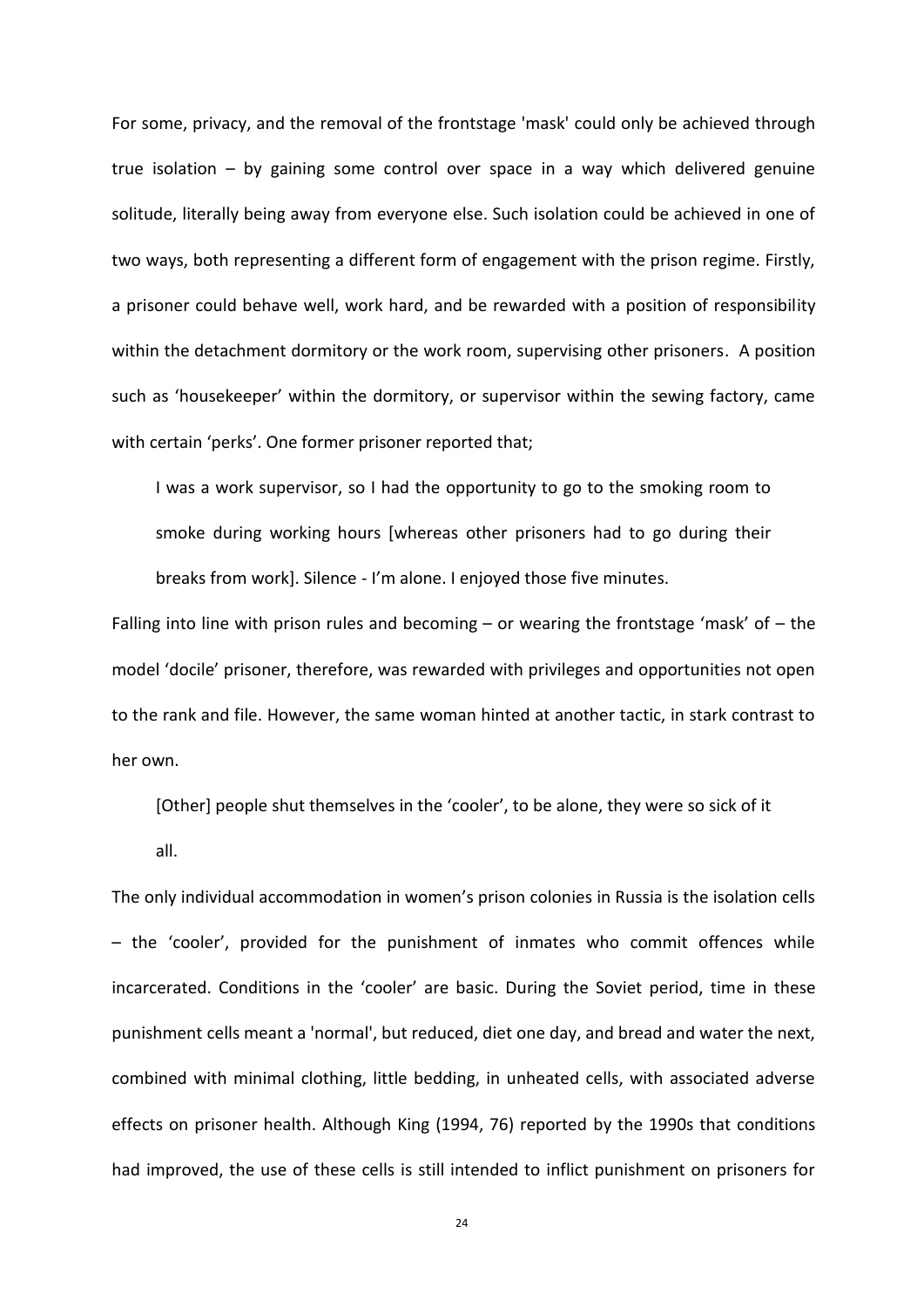For some, privacy, and the removal of the frontstage 'mask' could only be achieved through true isolation – by gaining some control over space in a way which delivered genuine solitude, literally being away from everyone else. Such isolation could be achieved in one of two ways, both representing a different form of engagement with the prison regime. Firstly, a prisoner could behave well, work hard, and be rewarded with a position of responsibility within the detachment dormitory or the work room, supervising other prisoners. A position such as 'housekeeper' within the dormitory, or supervisor within the sewing factory, came with certain 'perks'. One former prisoner reported that;

> I was a work supervisor, so I had the opportunity to go to the smoking room to smoke during working hours [whereas other prisoners had to go during their breaks from work]. Silence - I'm alone. I enjoyed those five minutes.

Falling into line with prison rules and becoming – or wearing the frontstage 'mask' of – the model 'docile' prisoner, therefore, was rewarded with privileges and opportunities not open to the rank and file. However, the same woman hinted at another tactic, in stark contrast to her own.

> [Other] people shut themselves in the 'cooler', to be alone, they were so sick of it all.

The only individual accommodation in women's prison colonies in Russia is the isolation cells – the 'cooler', provided for the punishment of inmates who commit offences while incarcerated. Conditions in the 'cooler' are basic. During the Soviet period, time in these punishment cells meant a 'normal', but reduced, diet one day, and bread and water the next, combined with minimal clothing, little bedding, in unheated cells, with associated adverse effects on prisoner health. Although King (1994, 76) reported by the 1990s that conditions had improved, the use of these cells is still intended to inflict punishment on prisoners for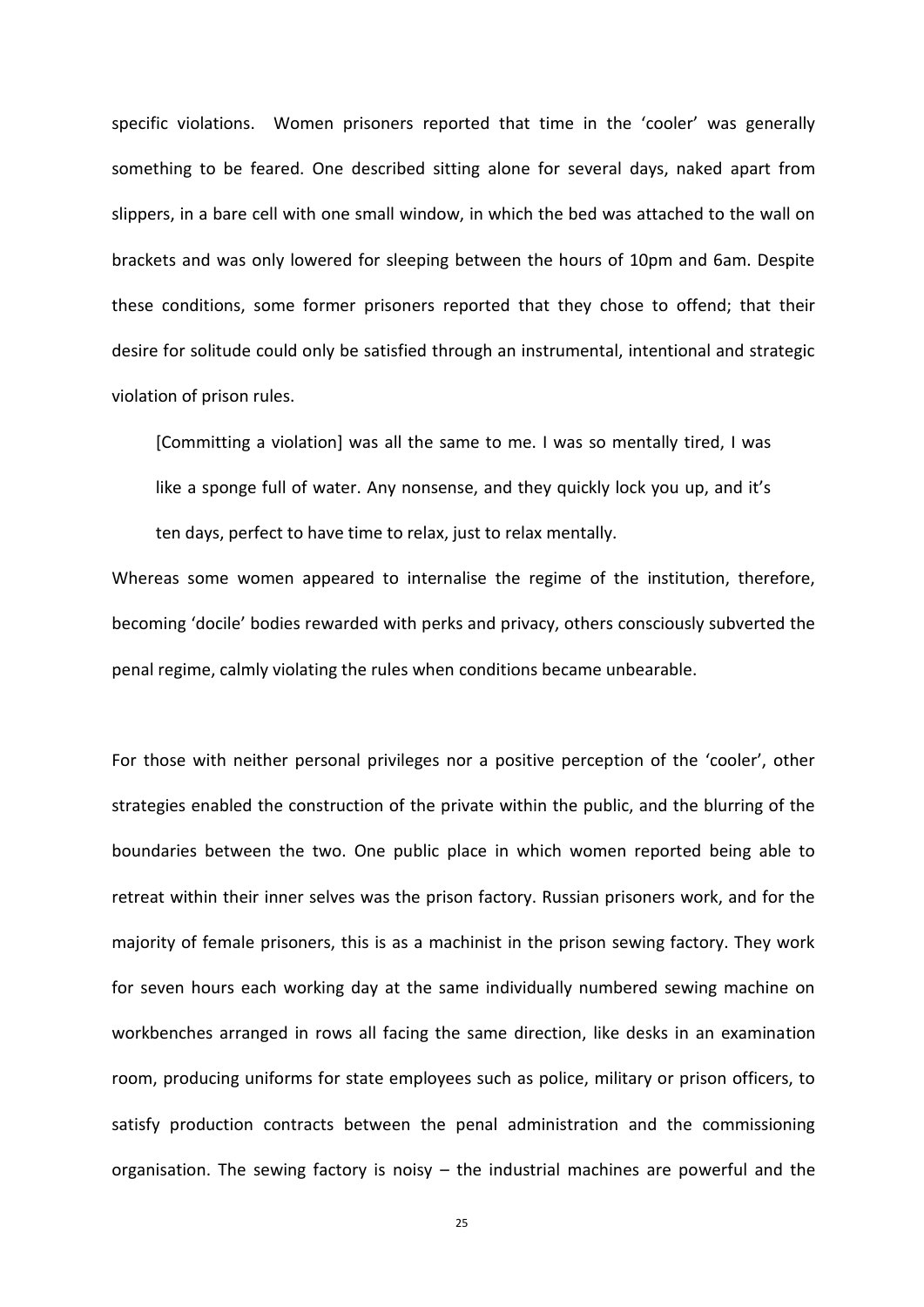specific violations. Women prisoners reported that time in the 'cooler' was generally something to be feared. One described sitting alone for several days, naked apart from slippers, in a bare cell with one small window, in which the bed was attached to the wall on brackets and was only lowered for sleeping between the hours of 10pm and 6am. Despite these conditions, some former prisoners reported that they chose to offend; that their desire for solitude could only be satisfied through an instrumental, intentional and strategic violation of prison rules.

> [Committing a violation] was all the same to me. I was so mentally tired, I was like a sponge full of water. Any nonsense, and they quickly lock you up, and it's ten days, perfect to have time to relax, just to relax mentally.

Whereas some women appeared to internalise the regime of the institution, therefore, becoming 'docile' bodies rewarded with perks and privacy, others consciously subverted the penal regime, calmly violating the rules when conditions became unbearable.

For those with neither personal privileges nor a positive perception of the 'cooler', other strategies enabled the construction of the private within the public, and the blurring of the boundaries between the two. One public place in which women reported being able to retreat within their inner selves was the prison factory. Russian prisoners work, and for the majority of female prisoners, this is as a machinist in the prison sewing factory. They work for seven hours each working day at the same individually numbered sewing machine on workbenches arranged in rows all facing the same direction, like desks in an examination room, producing uniforms for state employees such as police, military or prison officers, to satisfy production contracts between the penal administration and the commissioning organisation. The sewing factory is noisy – the industrial machines are powerful and the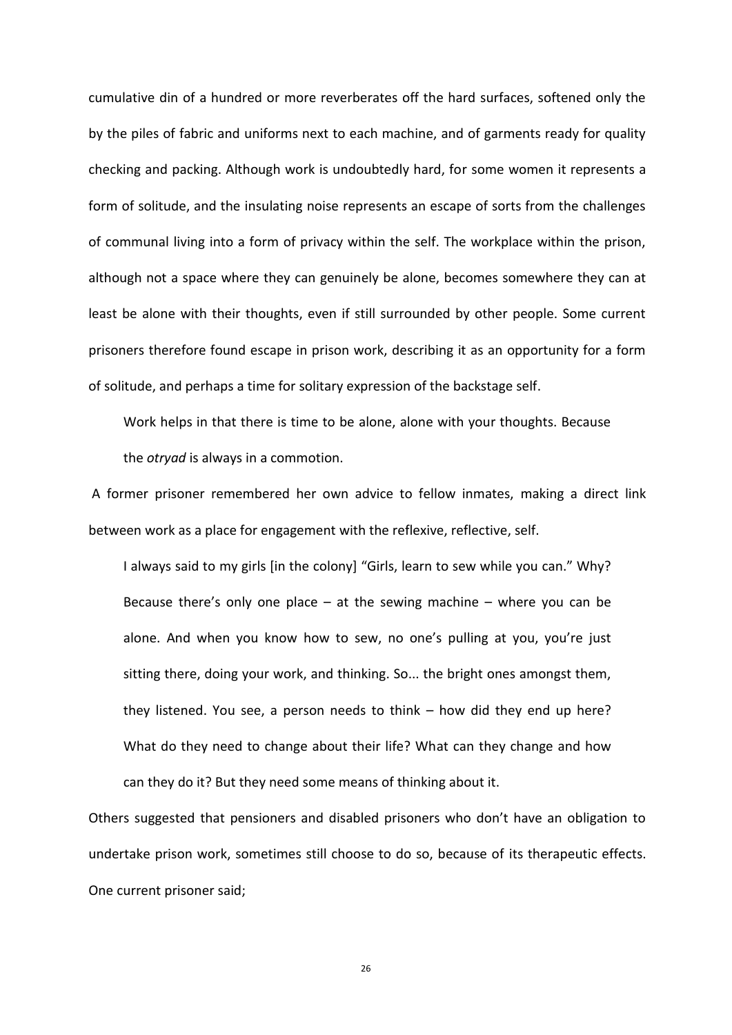cumulative din of a hundred or more reverberates off the hard surfaces, softened only the by the piles of fabric and uniforms next to each machine, and of garments ready for quality checking and packing. Although work is undoubtedly hard, for some women it represents a form of solitude, and the insulating noise represents an escape of sorts from the challenges of communal living into a form of privacy within the self. The workplace within the prison, although not a space where they can genuinely be alone, becomes somewhere they can at least be alone with their thoughts, even if still surrounded by other people. Some current prisoners therefore found escape in prison work, describing it as an opportunity for a form of solitude, and perhaps a time for solitary expression of the backstage self.

> Work helps in that there is time to be alone, alone with your thoughts. Because the *otryad* is always in a commotion.

A former prisoner remembered her own advice to fellow inmates, making a direct link between work as a place for engagement with the reflexive, reflective, self.

> I always said to my girls [in the colony] "Girls, learn to sew while you can." Why? Because there's only one place – at the sewing machine – where you can be alone. And when you know how to sew, no one's pulling at you, you're just sitting there, doing your work, and thinking. So... the bright ones amongst them, they listened. You see, a person needs to think – how did they end up here? What do they need to change about their life? What can they change and how can they do it? But they need some means of thinking about it.

Others suggested that pensioners and disabled prisoners who don't have an obligation to undertake prison work, sometimes still choose to do so, because of its therapeutic effects. One current prisoner said;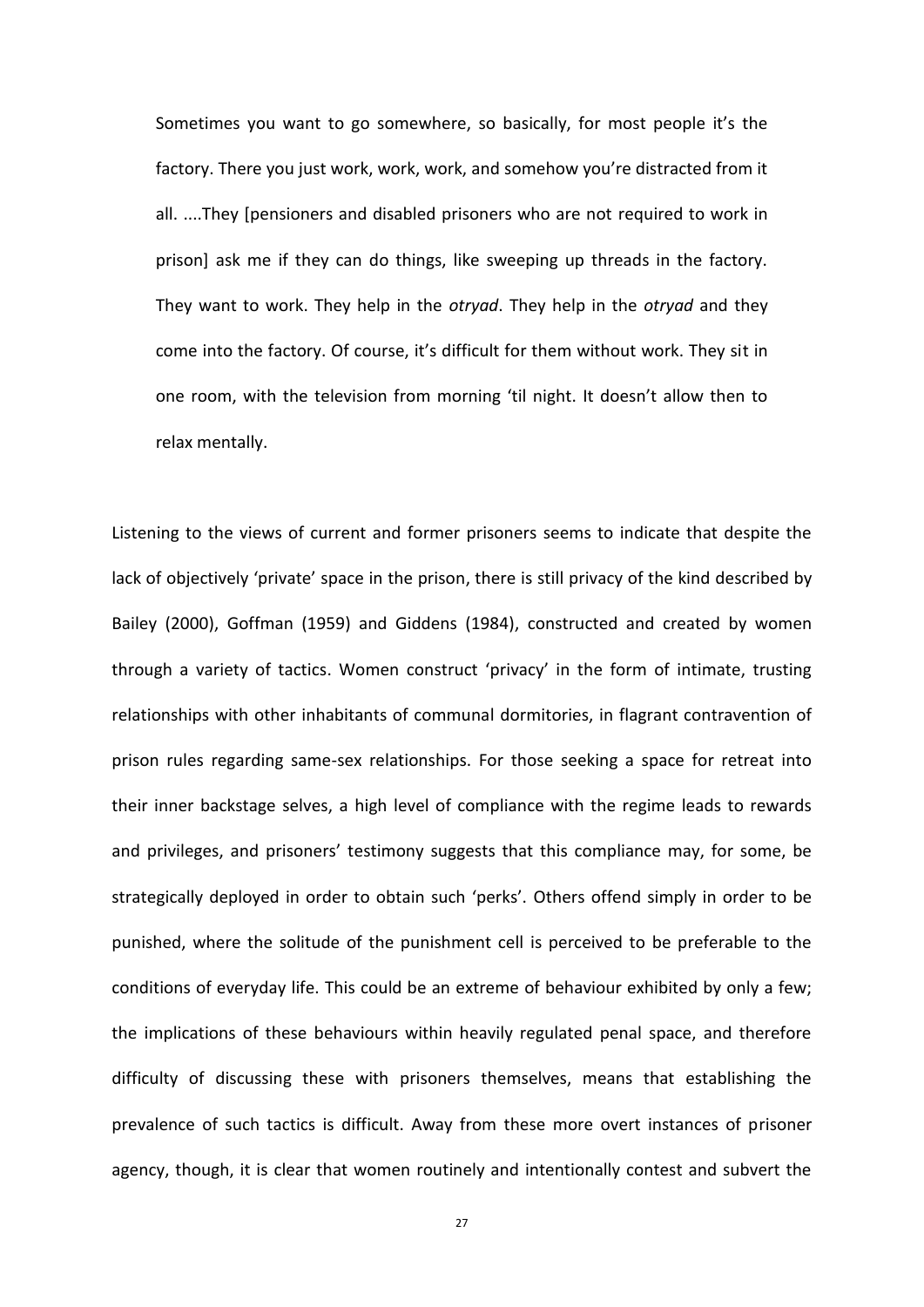> Sometimes you want to go somewhere, so basically, for most people it's the factory. There you just work, work, work, and somehow you're distracted from it all. ....They [pensioners and disabled prisoners who are not required to work in prison] ask me if they can do things, like sweeping up threads in the factory. They want to work. They help in the *otryad*. They help in the *otryad* and they come into the factory. Of course, it's difficult for them without work. They sit in one room, with the television from morning 'til night. It doesn't allow then to relax mentally.

Listening to the views of current and former prisoners seems to indicate that despite the lack of objectively 'private' space in the prison, there is still privacy of the kind described by Bailey (2000), Goffman (1959) and Giddens (1984), constructed and created by women through a variety of tactics. Women construct 'privacy' in the form of intimate, trusting relationships with other inhabitants of communal dormitories, in flagrant contravention of prison rules regarding same-sex relationships. For those seeking a space for retreat into their inner backstage selves, a high level of compliance with the regime leads to rewards and privileges, and prisoners' testimony suggests that this compliance may, for some, be strategically deployed in order to obtain such 'perks'. Others offend simply in order to be punished, where the solitude of the punishment cell is perceived to be preferable to the conditions of everyday life. This could be an extreme of behaviour exhibited by only a few; the implications of these behaviours within heavily regulated penal space, and therefore difficulty of discussing these with prisoners themselves, means that establishing the prevalence of such tactics is difficult. Away from these more overt instances of prisoner agency, though, it is clear that women routinely and intentionally contest and subvert the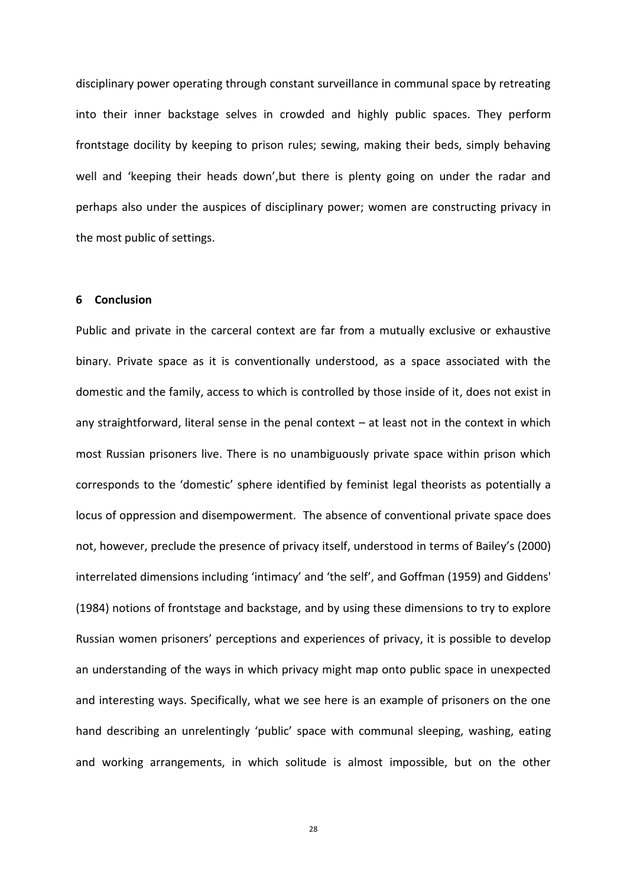disciplinary power operating through constant surveillance in communal space by retreating into their inner backstage selves in crowded and highly public spaces. They perform frontstage docility by keeping to prison rules; sewing, making their beds, simply behaving well and 'keeping their heads down',but there is plenty going on under the radar and perhaps also under the auspices of disciplinary power; women are constructing privacy in the most public of settings.

## 6 Conclusion

Public and private in the carceral context are far from a mutually exclusive or exhaustive binary. Private space as it is conventionally understood, as a space associated with the domestic and the family, access to which is controlled by those inside of it, does not exist in any straightforward, literal sense in the penal context – at least not in the context in which most Russian prisoners live. There is no unambiguously private space within prison which corresponds to the 'domestic' sphere identified by feminist legal theorists as potentially a locus of oppression and disempowerment. The absence of conventional private space does not, however, preclude the presence of privacy itself, understood in terms of Bailey's (2000) interrelated dimensions including 'intimacy' and 'the self', and Goffman (1959) and Giddens' (1984) notions of frontstage and backstage, and by using these dimensions to try to explore Russian women prisoners' perceptions and experiences of privacy, it is possible to develop an understanding of the ways in which privacy might map onto public space in unexpected and interesting ways. Specifically, what we see here is an example of prisoners on the one hand describing an unrelentingly 'public' space with communal sleeping, washing, eating and working arrangements, in which solitude is almost impossible, but on the other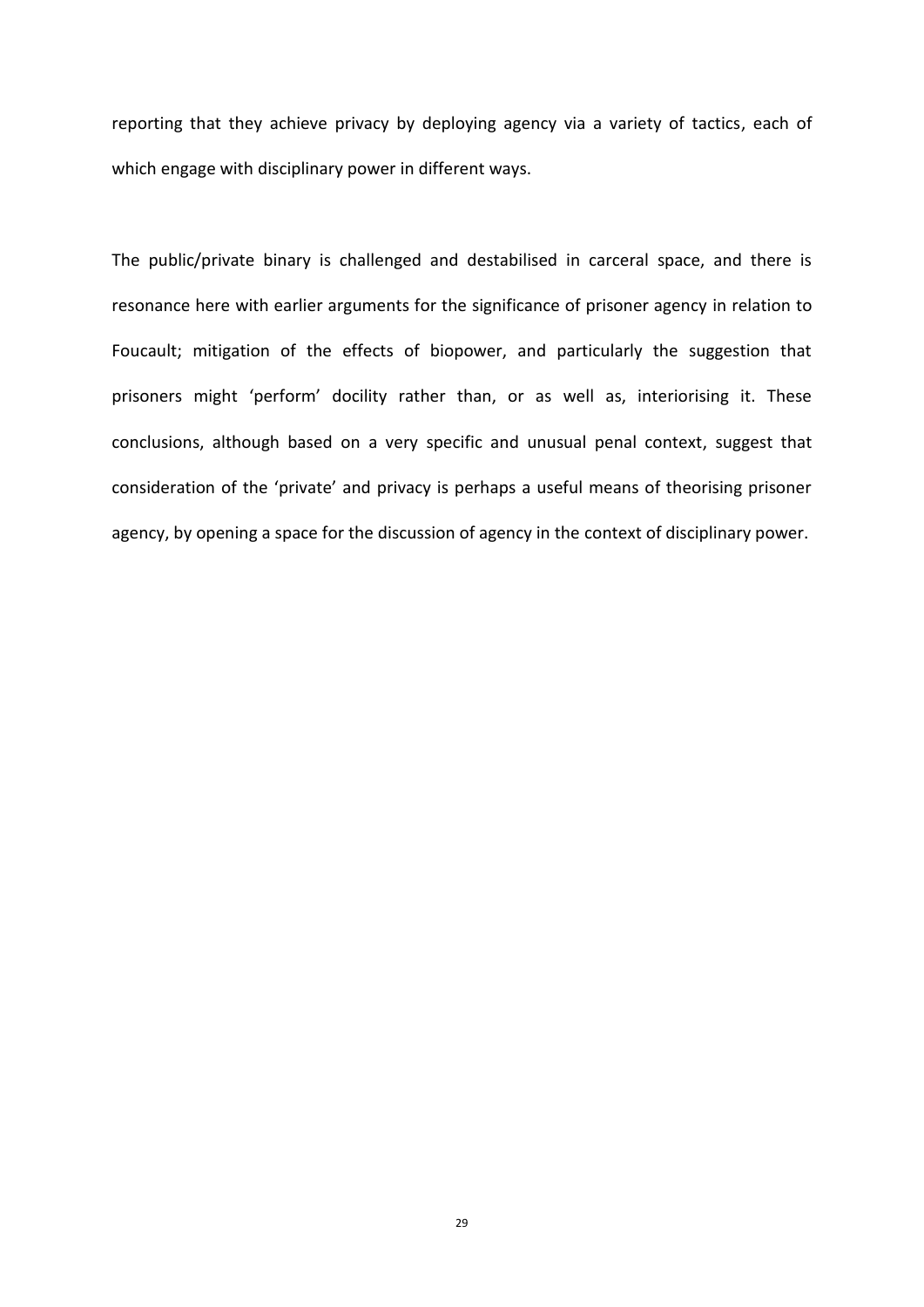reporting that they achieve privacy by deploying agency via a variety of tactics, each of which engage with disciplinary power in different ways.

The public/private binary is challenged and destabilised in carceral space, and there is resonance here with earlier arguments for the significance of prisoner agency in relation to Foucault; mitigation of the effects of biopower, and particularly the suggestion that prisoners might 'perform' docility rather than, or as well as, interiorising it. These conclusions, although based on a very specific and unusual penal context, suggest that consideration of the 'private' and privacy is perhaps a useful means of theorising prisoner agency, by opening a space for the discussion of agency in the context of disciplinary power.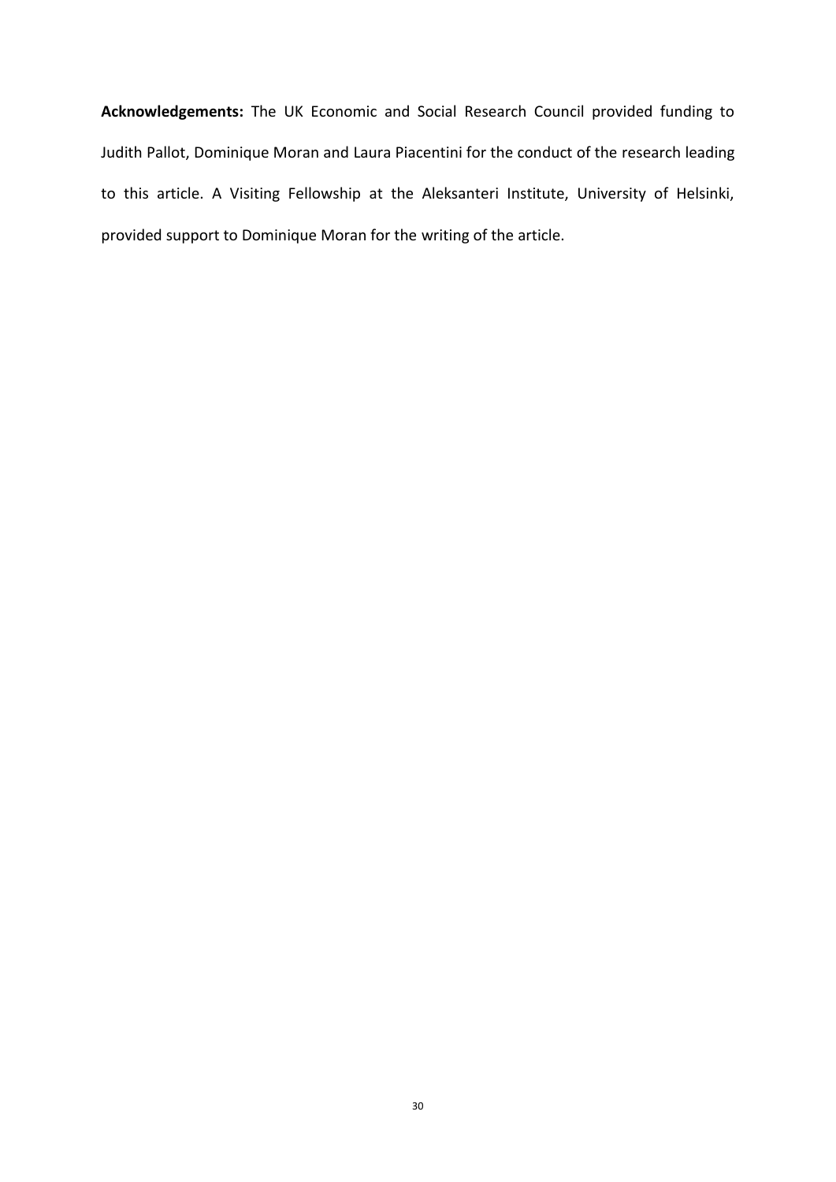**Acknowledgements:** The UK Economic and Social Research Council provided funding to Judith Pallot, Dominique Moran and Laura Piacentini for the conduct of the research leading to this article. A Visiting Fellowship at the Aleksanteri Institute, University of Helsinki, provided support to Dominique Moran for the writing of the article.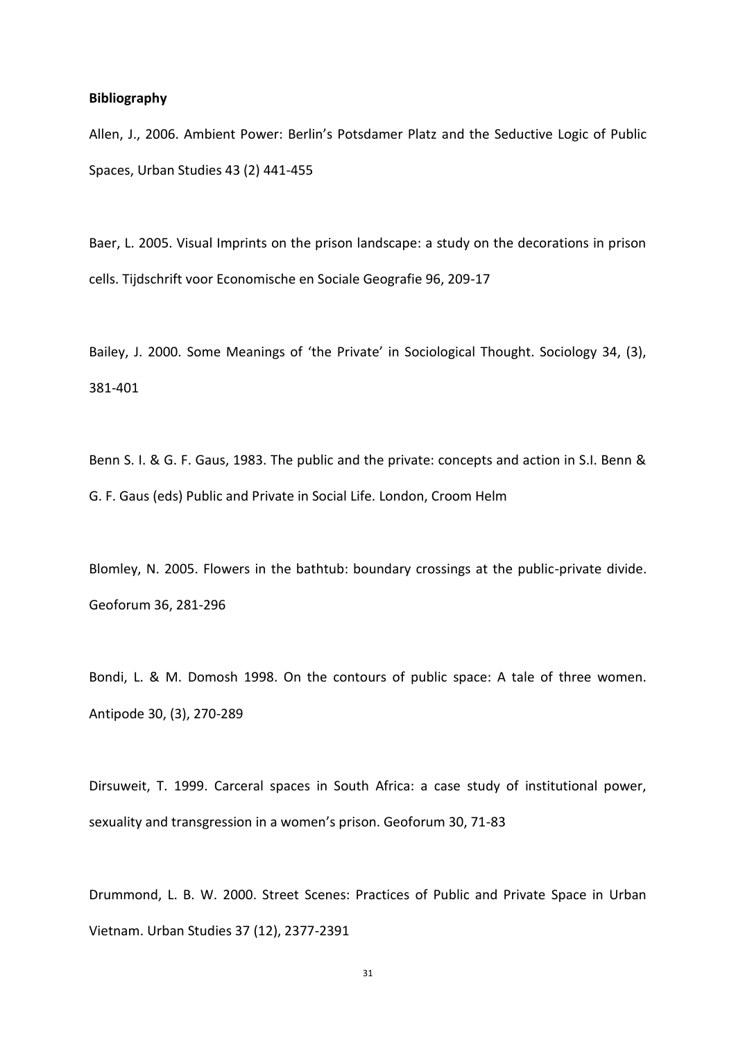**Bibliography**

Allen, J., 2006. Ambient Power: Berlin's Potsdamer Platz and the Seductive Logic of Public Spaces, Urban Studies 43 (2) 441-455

Baer, L. 2005. Visual Imprints on the prison landscape: a study on the decorations in prison cells. Tijdschrift voor Economische en Sociale Geografie 96, 209-17

Bailey, J. 2000. Some Meanings of 'the Private' in Sociological Thought. Sociology 34, (3), 381-401

Benn S. I. & G. F. Gaus, 1983. The public and the private: concepts and action in S.I. Benn & G. F. Gaus (eds) Public and Private in Social Life. London, Croom Helm

Blomley, N. 2005. Flowers in the bathtub: boundary crossings at the public-private divide. Geoforum 36, 281-296

Bondi, L. & M. Domosh 1998. On the contours of public space: A tale of three women. Antipode 30, (3), 270-289

Dirsuweit, T. 1999. Carceral spaces in South Africa: a case study of institutional power, sexuality and transgression in a women's prison. Geoforum 30, 71-83

Drummond, L. B. W. 2000. Street Scenes: Practices of Public and Private Space in Urban Vietnam. Urban Studies 37 (12), 2377-2391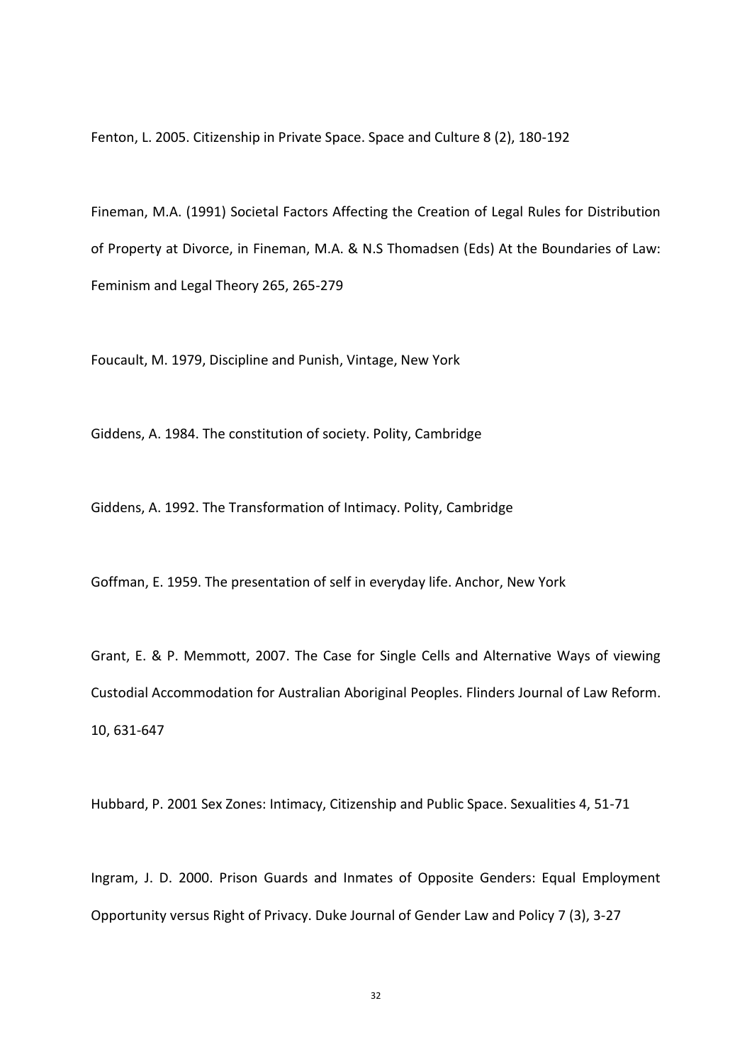Fenton, L. 2005. Citizenship in Private Space. Space and Culture 8 (2), 180-192

Fineman, M.A. (1991) Societal Factors Affecting the Creation of Legal Rules for Distribution of Property at Divorce, in Fineman, M.A. & N.S Thomadsen (Eds) At the Boundaries of Law: Feminism and Legal Theory 265, 265-279

Foucault, M. 1979, Discipline and Punish, Vintage, New York

Giddens, A. 1984. The constitution of society. Polity, Cambridge

Giddens, A. 1992. The Transformation of Intimacy. Polity, Cambridge

Goffman, E. 1959. The presentation of self in everyday life. Anchor, New York

Grant, E. & P. Memmott, 2007. The Case for Single Cells and Alternative Ways of viewing Custodial Accommodation for Australian Aboriginal Peoples. Flinders Journal of Law Reform. 10, 631-647

Hubbard, P. 2001 Sex Zones: Intimacy, Citizenship and Public Space. Sexualities 4, 51-71

Ingram, J. D. 2000. Prison Guards and Inmates of Opposite Genders: Equal Employment Opportunity versus Right of Privacy. Duke Journal of Gender Law and Policy 7 (3), 3-27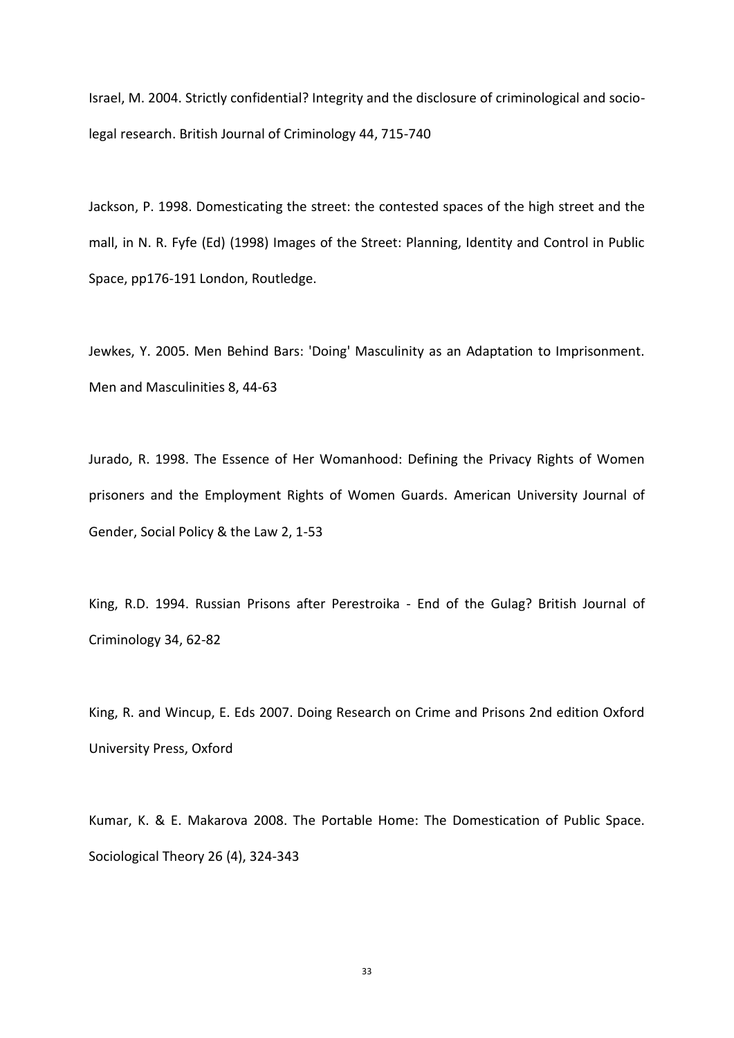Israel, M. 2004. Strictly confidential? Integrity and the disclosure of criminological and socio-legal research. British Journal of Criminology 44, 715-740

Jackson, P. 1998. Domesticating the street: the contested spaces of the high street and the mall, in N. R. Fyfe (Ed) (1998) Images of the Street: Planning, Identity and Control in Public Space, pp176-191 London, Routledge.

Jewkes, Y. 2005. Men Behind Bars: 'Doing' Masculinity as an Adaptation to Imprisonment. Men and Masculinities 8, 44-63

Jurado, R. 1998. The Essence of Her Womanhood: Defining the Privacy Rights of Women prisoners and the Employment Rights of Women Guards. American University Journal of Gender, Social Policy & the Law 2, 1-53

King, R.D. 1994. Russian Prisons after Perestroika - End of the Gulag? British Journal of Criminology 34, 62-82

King, R. and Wincup, E. Eds 2007. Doing Research on Crime and Prisons 2nd edition Oxford University Press, Oxford

Kumar, K. & E. Makarova 2008. The Portable Home: The Domestication of Public Space. Sociological Theory 26 (4), 324-343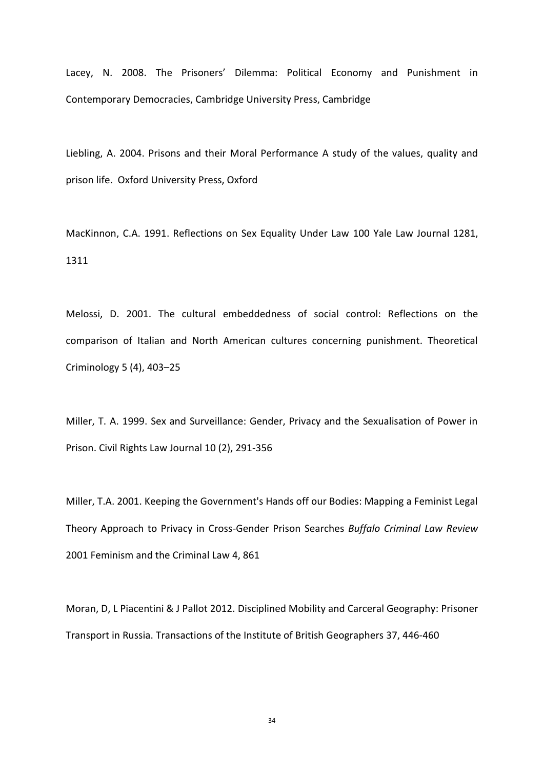Lacey, N. 2008. The Prisoners' Dilemma: Political Economy and Punishment in Contemporary Democracies, Cambridge University Press, Cambridge

Liebling, A. 2004. Prisons and their Moral Performance A study of the values, quality and prison life. Oxford University Press, Oxford

MacKinnon, C.A. 1991. Reflections on Sex Equality Under Law 100 Yale Law Journal 1281, 1311

Melossi, D. 2001. The cultural embeddedness of social control: Reflections on the comparison of Italian and North American cultures concerning punishment. Theoretical Criminology 5 (4), 403–25

Miller, T. A. 1999. Sex and Surveillance: Gender, Privacy and the Sexualisation of Power in Prison. Civil Rights Law Journal 10 (2), 291-356

Miller, T.A. 2001. Keeping the Government's Hands off our Bodies: Mapping a Feminist Legal Theory Approach to Privacy in Cross-Gender Prison Searches *Buffalo Criminal Law Review* 2001 Feminism and the Criminal Law 4, 861

Moran, D, L Piacentini & J Pallot 2012. Disciplined Mobility and Carceral Geography: Prisoner Transport in Russia. Transactions of the Institute of British Geographers 37, 446-460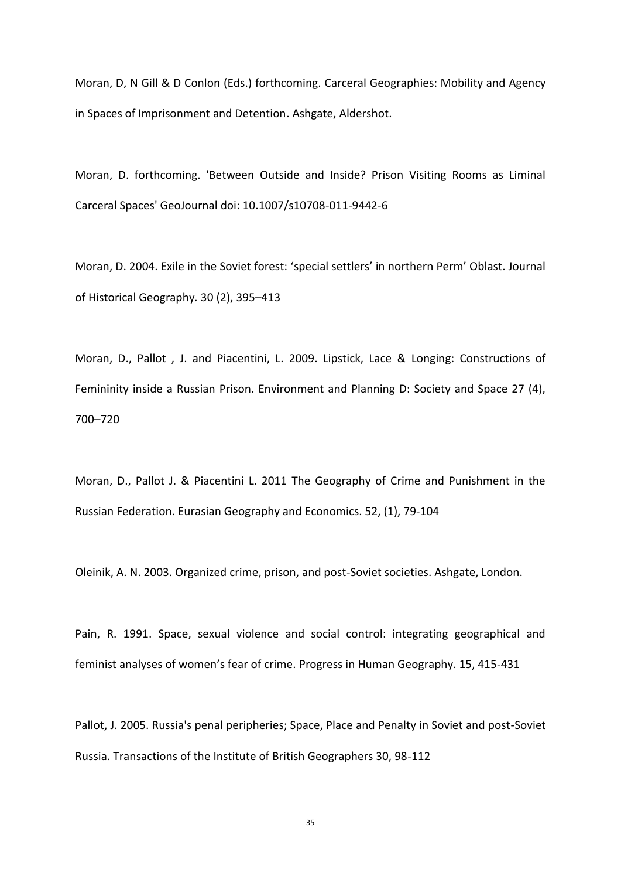Moran, D, N Gill & D Conlon (Eds.) forthcoming. Carceral Geographies: Mobility and Agency in Spaces of Imprisonment and Detention. Ashgate, Aldershot.

Moran, D. forthcoming. 'Between Outside and Inside? Prison Visiting Rooms as Liminal Carceral Spaces' GeoJournal doi: 10.1007/s10708-011-9442-6

Moran, D. 2004. Exile in the Soviet forest: 'special settlers' in northern Perm' Oblast. Journal of Historical Geography. 30 (2), 395–413

Moran, D., Pallot , J. and Piacentini, L. 2009. Lipstick, Lace & Longing: Constructions of Femininity inside a Russian Prison. Environment and Planning D: Society and Space 27 (4), 700–720

Moran, D., Pallot J. & Piacentini L. 2011 The Geography of Crime and Punishment in the Russian Federation. Eurasian Geography and Economics. 52, (1), 79-104

Oleinik, A. N. 2003. Organized crime, prison, and post-Soviet societies. Ashgate, London.

Pain, R. 1991. Space, sexual violence and social control: integrating geographical and feminist analyses of women's fear of crime. Progress in Human Geography. 15, 415-431

Pallot, J. 2005. Russia's penal peripheries; Space, Place and Penalty in Soviet and post-Soviet Russia. Transactions of the Institute of British Geographers 30, 98-112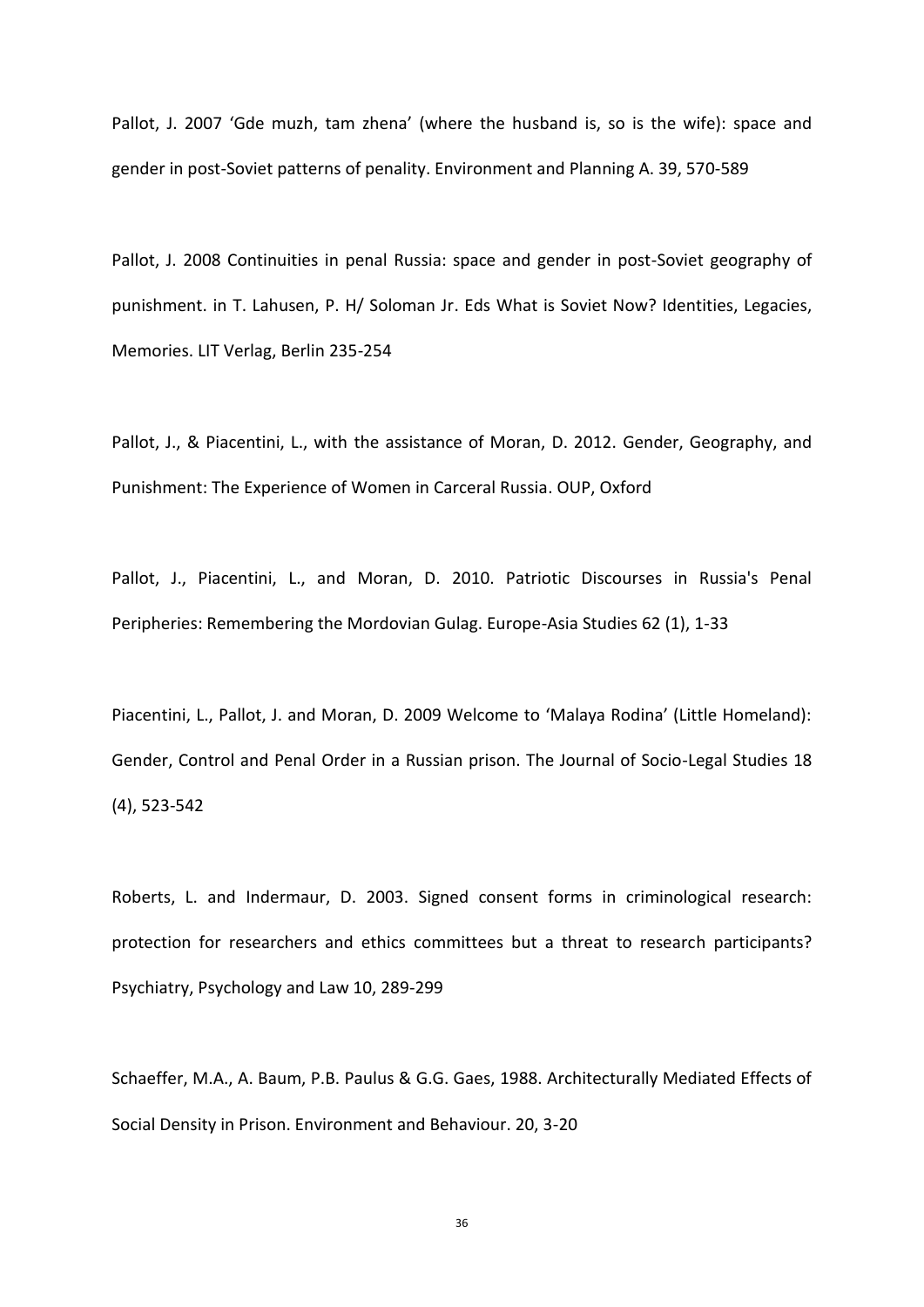Pallot, J. 2007 'Gde muzh, tam zhena' (where the husband is, so is the wife): space and gender in post-Soviet patterns of penality. Environment and Planning A. 39, 570-589

Pallot, J. 2008 Continuities in penal Russia: space and gender in post-Soviet geography of punishment. in T. Lahusen, P. H/ Soloman Jr. Eds What is Soviet Now? Identities, Legacies, Memories. LIT Verlag, Berlin 235-254

Pallot, J., & Piacentini, L., with the assistance of Moran, D. 2012. Gender, Geography, and Punishment: The Experience of Women in Carceral Russia. OUP, Oxford

Pallot, J., Piacentini, L., and Moran, D. 2010. Patriotic Discourses in Russia's Penal Peripheries: Remembering the Mordovian Gulag. Europe-Asia Studies 62 (1), 1-33

Piacentini, L., Pallot, J. and Moran, D. 2009 Welcome to 'Malaya Rodina' (Little Homeland): Gender, Control and Penal Order in a Russian prison. The Journal of Socio-Legal Studies 18 (4), 523-542

Roberts, L. and Indermaur, D. 2003. Signed consent forms in criminological research: protection for researchers and ethics committees but a threat to research participants? Psychiatry, Psychology and Law 10, 289-299

Schaeffer, M.A., A. Baum, P.B. Paulus & G.G. Gaes, 1988. Architecturally Mediated Effects of Social Density in Prison. Environment and Behaviour. 20, 3-20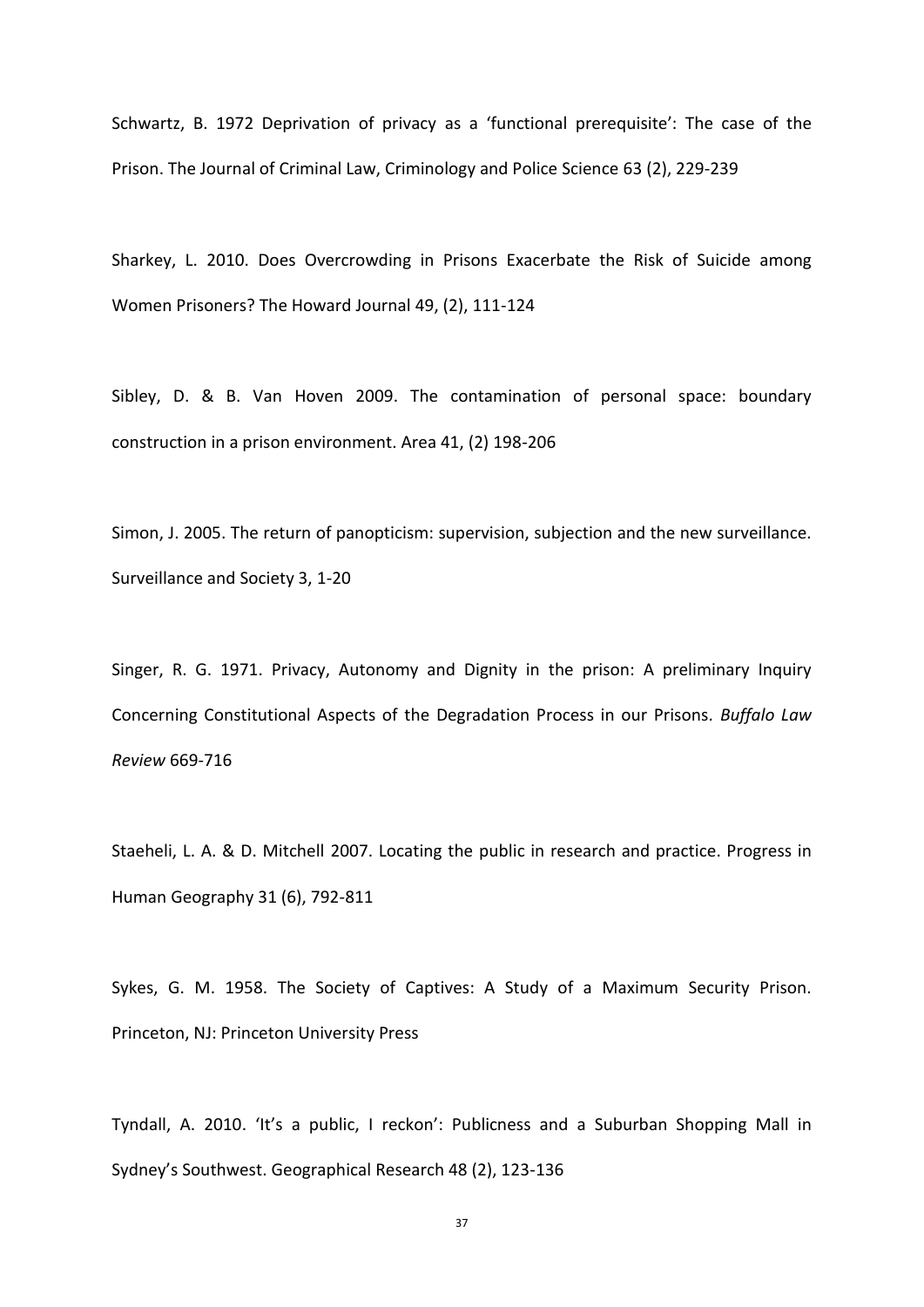Schwartz, B. 1972 Deprivation of privacy as a 'functional prerequisite': The case of the Prison. The Journal of Criminal Law, Criminology and Police Science 63 (2), 229-239

Sharkey, L. 2010. Does Overcrowding in Prisons Exacerbate the Risk of Suicide among Women Prisoners? The Howard Journal 49, (2), 111-124

Sibley, D. & B. Van Hoven 2009. The contamination of personal space: boundary construction in a prison environment. Area 41, (2) 198-206

Simon, J. 2005. The return of panopticism: supervision, subjection and the new surveillance. Surveillance and Society 3, 1-20

Singer, R. G. 1971. Privacy, Autonomy and Dignity in the prison: A preliminary Inquiry Concerning Constitutional Aspects of the Degradation Process in our Prisons. *Buffalo Law Review* 669-716

Staeheli, L. A. & D. Mitchell 2007. Locating the public in research and practice. Progress in Human Geography 31 (6), 792-811

Sykes, G. M. 1958. The Society of Captives: A Study of a Maximum Security Prison. Princeton, NJ: Princeton University Press

Tyndall, A. 2010. 'It's a public, I reckon': Publicness and a Suburban Shopping Mall in Sydney's Southwest. Geographical Research 48 (2), 123-136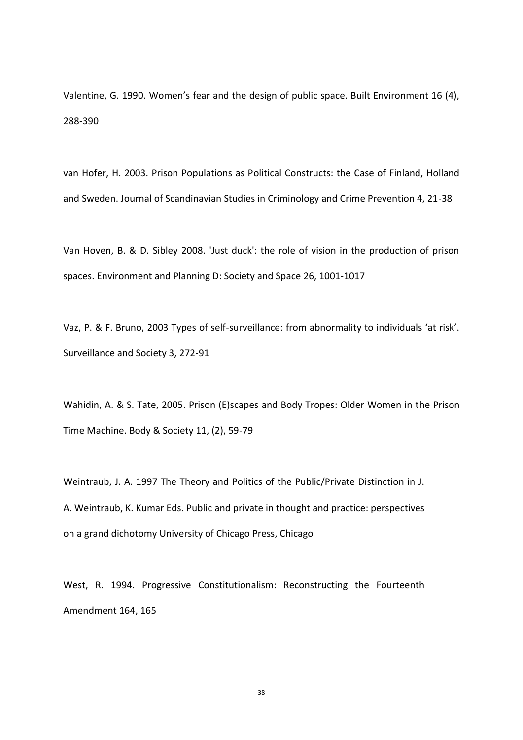Valentine, G. 1990. Women's fear and the design of public space. Built Environment 16 (4), 288-390

van Hofer, H. 2003. Prison Populations as Political Constructs: the Case of Finland, Holland and Sweden. Journal of Scandinavian Studies in Criminology and Crime Prevention 4, 21-38

Van Hoven, B. & D. Sibley 2008. 'Just duck': the role of vision in the production of prison spaces. Environment and Planning D: Society and Space 26, 1001-1017

Vaz, P. & F. Bruno, 2003 Types of self-surveillance: from abnormality to individuals 'at risk'. Surveillance and Society 3, 272-91

Wahidin, A. & S. Tate, 2005. Prison (E)scapes and Body Tropes: Older Women in the Prison Time Machine. Body & Society 11, (2), 59-79

Weintraub, J. A. 1997 The Theory and Politics of the Public/Private Distinction in J. A. Weintraub, K. Kumar Eds. Public and private in thought and practice: perspectives on a grand dichotomy University of Chicago Press, Chicago

West, R. 1994. Progressive Constitutionalism: Reconstructing the Fourteenth Amendment 164, 165